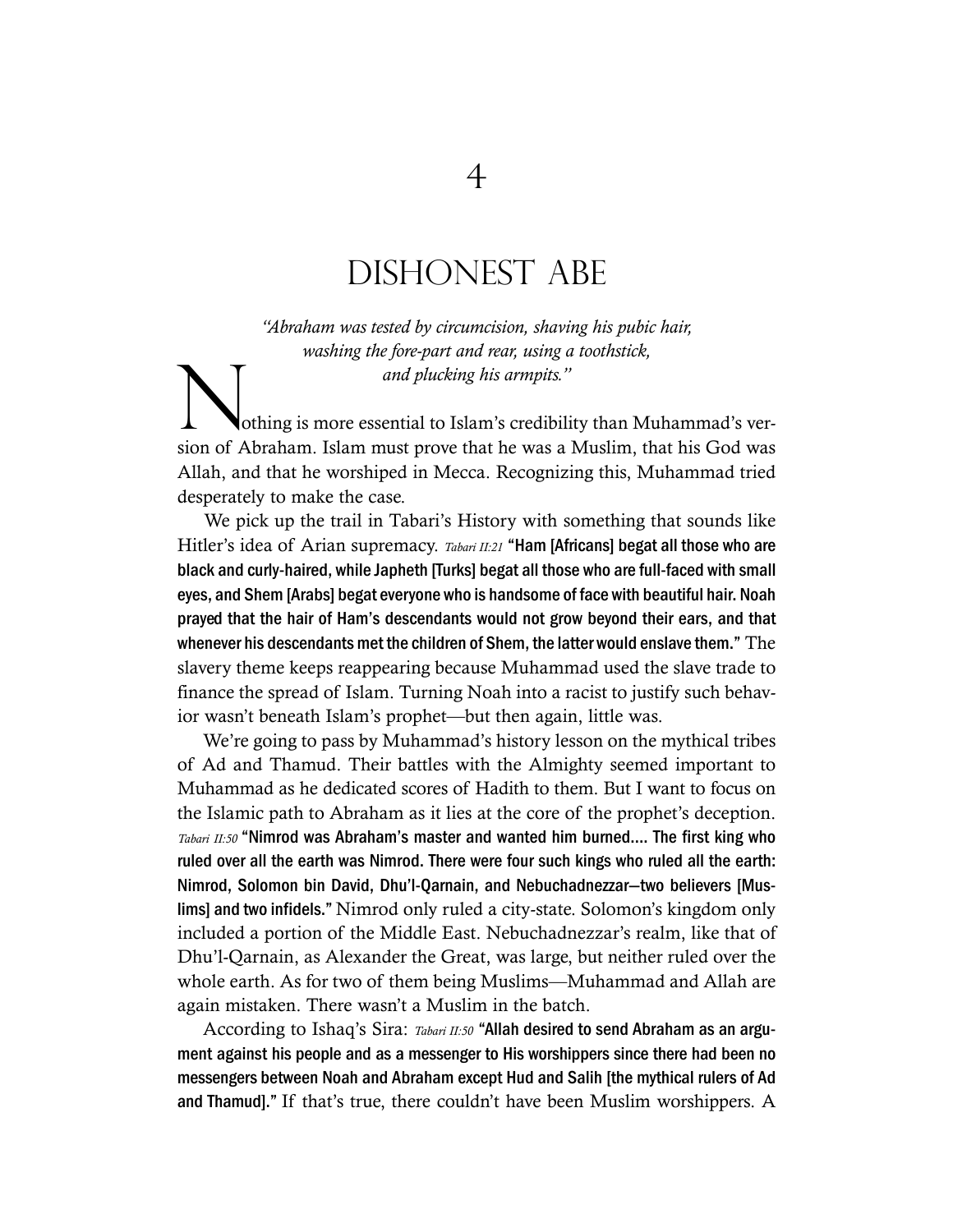# 4

# DISHONEST ABE

*"Abraham was tested by circumcision, shaving his pubic hair, washing the fore-part and rear, using a toothstick, and plucking his armpits."*

Nothing is more essential to Islam's credibility than Muhammad's version of Abraham. Islam must prove that he was a Muslim, that his God was Allah, and that he worshiped in Mecca. Recognizing this, Muhammad tried desperately to make the case.

We pick up the trail in Tabari's History with something that sounds like Hitler's idea of Arian supremacy. *Tabari II:21* **"Ham [Africans] begat all those who are black and curly-haired, while Japheth [Turks] begat all those who are full-faced with small eyes, and Shem [Arabs] begat everyone who is handsome of face with beautiful hair. Noah prayed that the hair of Ham's descendants would not grow beyond their ears, and that whenever his descendants met the children of Shem, the latter would enslave them."** The slavery theme keeps reappearing because Muhammad used the slave trade to finance the spread of Islam. Turning Noah into a racist to justify such behavior wasn't beneath Islam's prophet—but then again, little was.

We're going to pass by Muhammad's history lesson on the mythical tribes of Ad and Thamud. Their battles with the Almighty seemed important to Muhammad as he dedicated scores of Hadith to them. But I want to focus on the Islamic path to Abraham as it lies at the core of the prophet's deception. *Tabari II:50* **"Nimrod was Abraham's master and wanted him burned.... The first king who ruled over all the earth was Nimrod. There were four such kings who ruled all the earth: Nimrod, Solomon bin David, Dhu'l-Qarnain, and Nebuchadnezzar—two believers [Muslims] and two infidels."** Nimrod only ruled a city-state. Solomon's kingdom only included a portion of the Middle East. Nebuchadnezzar's realm, like that of Dhu'l-Qarnain, as Alexander the Great, was large, but neither ruled over the whole earth. As for two of them being Muslims—Muhammad and Allah are again mistaken. There wasn't a Muslim in the batch.

According to Ishaq's Sira: *Tabari II:50* **"Allah desired to send Abraham as an argument against his people and as a messenger to His worshippers since there had been no messengers between Noah and Abraham except Hud and Salih [the mythical rulers of Ad and Thamud]."** If that's true, there couldn't have been Muslim worshippers. A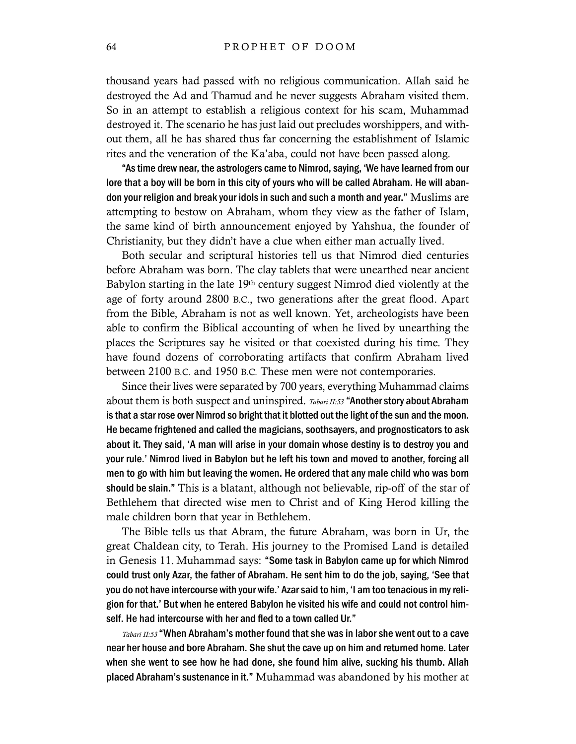thousand years had passed with no religious communication. Allah said he destroyed the Ad and Thamud and he never suggests Abraham visited them. So in an attempt to establish a religious context for his scam, Muhammad destroyed it. The scenario he has just laid out precludes worshippers, and without them, all he has shared thus far concerning the establishment of Islamic rites and the veneration of the Ka'aba, could not have been passed along.

**"As time drew near, the astrologers came to Nimrod, saying, 'We have learned from our lore that a boy will be born in this city of yours who will be called Abraham. He will abandon your religion and break your idols in such and such a month and year."** Muslims are attempting to bestow on Abraham, whom they view as the father of Islam, the same kind of birth announcement enjoyed by Yahshua, the founder of Christianity, but they didn't have a clue when either man actually lived.

Both secular and scriptural histories tell us that Nimrod died centuries before Abraham was born. The clay tablets that were unearthed near ancient Babylon starting in the late 19th century suggest Nimrod died violently at the age of forty around 2800 B.C., two generations after the great flood. Apart from the Bible, Abraham is not as well known. Yet, archeologists have been able to confirm the Biblical accounting of when he lived by unearthing the places the Scriptures say he visited or that coexisted during his time. They have found dozens of corroborating artifacts that confirm Abraham lived between 2100 B.C. and 1950 B.C. These men were not contemporaries.

Since their lives were separated by 700 years, everything Muhammad claims about them is both suspect and uninspired. *Tabari II:53* **"Another story about Abraham is that a star rose over Nimrod so bright that it blotted out the light of the sun and the moon. He became frightened and called the magicians, soothsayers, and prognosticators to ask about it. They said, 'A man will arise in your domain whose destiny is to destroy you and your rule.' Nimrod lived in Babylon but he left his town and moved to another, forcing all men to go with him but leaving the women. He ordered that any male child who was born should be slain."** This is a blatant, although not believable, rip-off of the star of Bethlehem that directed wise men to Christ and of King Herod killing the male children born that year in Bethlehem.

The Bible tells us that Abram, the future Abraham, was born in Ur, the great Chaldean city, to Terah. His journey to the Promised Land is detailed in Genesis 11. Muhammad says: **"Some task in Babylon came up for which Nimrod could trust only Azar, the father of Abraham. He sent him to do the job, saying, 'See that you do not have intercourse with your wife.' Azar said to him, 'I am too tenacious in my religion for that.' But when he entered Babylon he visited his wife and could not control himself. He had intercourse with her and fled to a town called Ur."**

*Tabari II:53* **"When Abraham's mother found that she was in labor she went out to a cave near her house and bore Abraham. She shut the cave up on him and returned home. Later when she went to see how he had done, she found him alive, sucking his thumb. Allah placed Abraham's sustenance in it."** Muhammad was abandoned by his mother at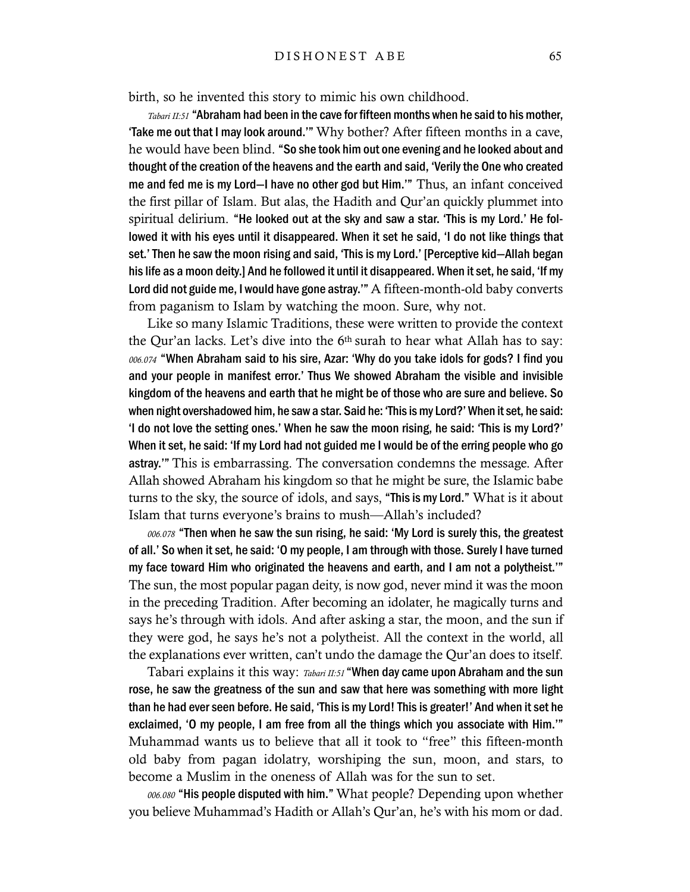birth, so he invented this story to mimic his own childhood.

*Tabari II:51* **"Abraham had been in the cave for fifteen months when he said to his mother, 'Take me out that I may look around.'"** Why bother? After fifteen months in a cave, he would have been blind. **"So she took him out one evening and he looked about and thought of the creation of the heavens and the earth and said, 'Verily the One who created me and fed me is my Lord—I have no other god but Him.'"** Thus, an infant conceived the first pillar of Islam. But alas, the Hadith and Qur'an quickly plummet into spiritual delirium. **"He looked out at the sky and saw a star. 'This is my Lord.' He followed it with his eyes until it disappeared. When it set he said, 'I do not like things that set.' Then he saw the moon rising and said, 'This is my Lord.' [Perceptive kid—Allah began his life as a moon deity.] And he followed it until it disappeared. When it set, he said, 'If my Lord did not guide me, I would have gone astray.'"** A fifteen-month-old baby converts from paganism to Islam by watching the moon. Sure, why not.

Like so many Islamic Traditions, these were written to provide the context the Qur'an lacks. Let's dive into the 6th surah to hear what Allah has to say: *006.074* **"When Abraham said to his sire, Azar: 'Why do you take idols for gods? I find you and your people in manifest error.' Thus We showed Abraham the visible and invisible kingdom of the heavens and earth that he might be of those who are sure and believe. So when night overshadowed him, he saw a star. Said he: 'This is my Lord?' When it set, he said: 'I do not love the setting ones.' When he saw the moon rising, he said: 'This is my Lord?' When it set, he said: 'If my Lord had not guided me I would be of the erring people who go astray.'"** This is embarrassing. The conversation condemns the message. After Allah showed Abraham his kingdom so that he might be sure, the Islamic babe turns to the sky, the source of idols, and says, **"This is my Lord."** What is it about Islam that turns everyone's brains to mush—Allah's included?

*006.078* **"Then when he saw the sun rising, he said: 'My Lord is surely this, the greatest of all.' So when it set, he said: 'O my people, I am through with those. Surely I have turned my face toward Him who originated the heavens and earth, and I am not a polytheist.'"** The sun, the most popular pagan deity, is now god, never mind it was the moon in the preceding Tradition. After becoming an idolater, he magically turns and says he's through with idols. And after asking a star, the moon, and the sun if they were god, he says he's not a polytheist. All the context in the world, all the explanations ever written, can't undo the damage the Qur'an does to itself.

Tabari explains it this way: *Tabari II:51* **"When day came upon Abraham and the sun rose, he saw the greatness of the sun and saw that here was something with more light than he had ever seen before. He said, 'This is my Lord! This is greater!' And when it set he exclaimed, 'O my people, I am free from all the things which you associate with Him.'"** Muhammad wants us to believe that all it took to "free" this fifteen-month old baby from pagan idolatry, worshiping the sun, moon, and stars, to become a Muslim in the oneness of Allah was for the sun to set.

*006.080* **"His people disputed with him."** What people? Depending upon whether you believe Muhammad's Hadith or Allah's Qur'an, he's with his mom or dad.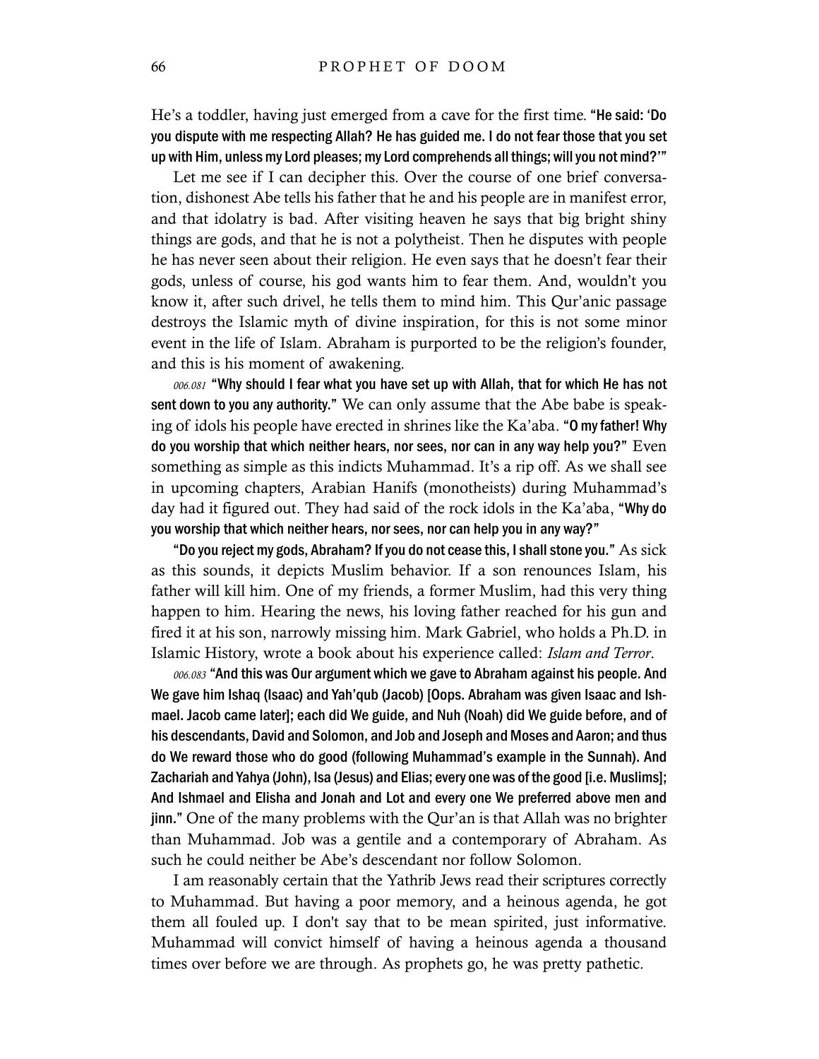He's a toddler, having just emerged from a cave for the first time. **"He said: 'Do you dispute with me respecting Allah? He has guided me. I do not fear those that you set up with Him, unless my Lord pleases; my Lord comprehends all things; will you not mind?'"**

Let me see if I can decipher this. Over the course of one brief conversation, dishonest Abe tells his father that he and his people are in manifest error, and that idolatry is bad. After visiting heaven he says that big bright shiny things are gods, and that he is not a polytheist. Then he disputes with people he has never seen about their religion. He even says that he doesn't fear their gods, unless of course, his god wants him to fear them. And, wouldn't you know it, after such drivel, he tells them to mind him. This Qur'anic passage destroys the Islamic myth of divine inspiration, for this is not some minor event in the life of Islam. Abraham is purported to be the religion's founder, and this is his moment of awakening.

*006.081* **"Why should I fear what you have set up with Allah, that for which He has not sent down to you any authority."** We can only assume that the Abe babe is speaking of idols his people have erected in shrines like the Ka'aba. **"O my father! Why do you worship that which neither hears, nor sees, nor can in any way help you?"** Even something as simple as this indicts Muhammad. It's a rip off. As we shall see in upcoming chapters, Arabian Hanifs (monotheists) during Muhammad's day had it figured out. They had said of the rock idols in the Ka'aba, **"Why do you worship that which neither hears, nor sees, nor can help you in any way?"**

**"Do you reject my gods, Abraham? If you do not cease this, I shall stone you."** As sick as this sounds, it depicts Muslim behavior. If a son renounces Islam, his father will kill him. One of my friends, a former Muslim, had this very thing happen to him. Hearing the news, his loving father reached for his gun and fired it at his son, narrowly missing him. Mark Gabriel, who holds a Ph.D. in Islamic History, wrote a book about his experience called: *Islam and Terror*.

*006.083* **"And this was Our argument which we gave to Abraham against his people. And We gave him Ishaq (Isaac) and Yah'qub (Jacob) [Oops. Abraham was given Isaac and Ishmael. Jacob came later]; each did We guide, and Nuh (Noah) did We guide before, and of his descendants, David and Solomon, and Job and Joseph and Moses and Aaron; and thus do We reward those who do good (following Muhammad's example in the Sunnah). And Zachariah and Yahya (John), Isa (Jesus) and Elias; every one was of the good [i.e. Muslims]; And Ishmael and Elisha and Jonah and Lot and every one We preferred above men and jinn."** One of the many problems with the Qur'an is that Allah was no brighter than Muhammad. Job was a gentile and a contemporary of Abraham. As such he could neither be Abe's descendant nor follow Solomon.

I am reasonably certain that the Yathrib Jews read their scriptures correctly to Muhammad. But having a poor memory, and a heinous agenda, he got them all fouled up. I don't say that to be mean spirited, just informative. Muhammad will convict himself of having a heinous agenda a thousand times over before we are through. As prophets go, he was pretty pathetic.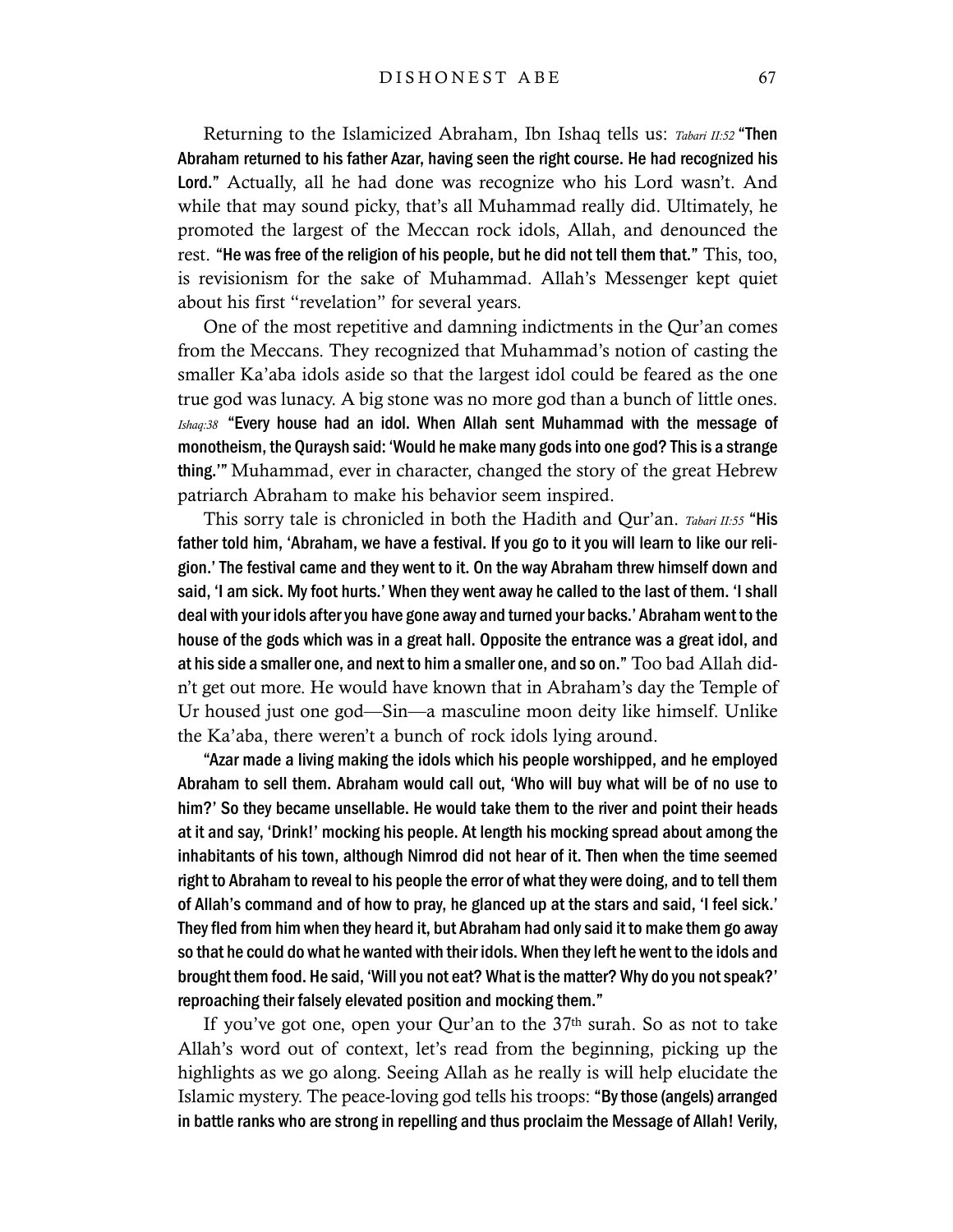Returning to the Islamicized Abraham, Ibn Ishaq tells us: *Tabari II:52* **"Then Abraham returned to his father Azar, having seen the right course. He had recognized his Lord."** Actually, all he had done was recognize who his Lord wasn't. And while that may sound picky, that's all Muhammad really did. Ultimately, he promoted the largest of the Meccan rock idols, Allah, and denounced the rest. **"He was free of the religion of his people, but he did not tell them that."** This, too, is revisionism for the sake of Muhammad. Allah's Messenger kept quiet about his first "revelation" for several years.

One of the most repetitive and damning indictments in the Qur'an comes from the Meccans. They recognized that Muhammad's notion of casting the smaller Ka'aba idols aside so that the largest idol could be feared as the one true god was lunacy. A big stone was no more god than a bunch of little ones. *Ishaq:38* **"Every house had an idol. When Allah sent Muhammad with the message of monotheism, the Quraysh said: 'Would he make many gods into one god? This is a strange thing.'"** Muhammad, ever in character, changed the story of the great Hebrew patriarch Abraham to make his behavior seem inspired.

This sorry tale is chronicled in both the Hadith and Qur'an. *Tabari II:55* **"His father told him, 'Abraham, we have a festival. If you go to it you will learn to like our religion.' The festival came and they went to it. On the way Abraham threw himself down and said, 'I am sick. My foot hurts.' When they went away he called to the last of them. 'I shall deal with your idols after you have gone away and turned your backs.' Abraham went to the house of the gods which was in a great hall. Opposite the entrance was a great idol, and at his side a smaller one, and next to him a smaller one, and so on."** Too bad Allah didn't get out more. He would have known that in Abraham's day the Temple of Ur housed just one god—Sin—a masculine moon deity like himself. Unlike the Ka'aba, there weren't a bunch of rock idols lying around.

**"Azar made a living making the idols which his people worshipped, and he employed Abraham to sell them. Abraham would call out, 'Who will buy what will be of no use to him?' So they became unsellable. He would take them to the river and point their heads at it and say, 'Drink!' mocking his people. At length his mocking spread about among the inhabitants of his town, although Nimrod did not hear of it. Then when the time seemed right to Abraham to reveal to his people the error of what they were doing, and to tell them of Allah's command and of how to pray, he glanced up at the stars and said, 'I feel sick.' They fled from him when they heard it, but Abraham had only said it to make them go away so that he could do what he wanted with their idols. When they left he went to the idols and brought them food. He said, 'Will you not eat? What is the matter? Why do you not speak?' reproaching their falsely elevated position and mocking them."**

If you've got one, open your Qur'an to the 37th surah. So as not to take Allah's word out of context, let's read from the beginning, picking up the highlights as we go along. Seeing Allah as he really is will help elucidate the Islamic mystery. The peace-loving god tells his troops: **"By those (angels) arranged in battle ranks who are strong in repelling and thus proclaim the Message of Allah! Verily,**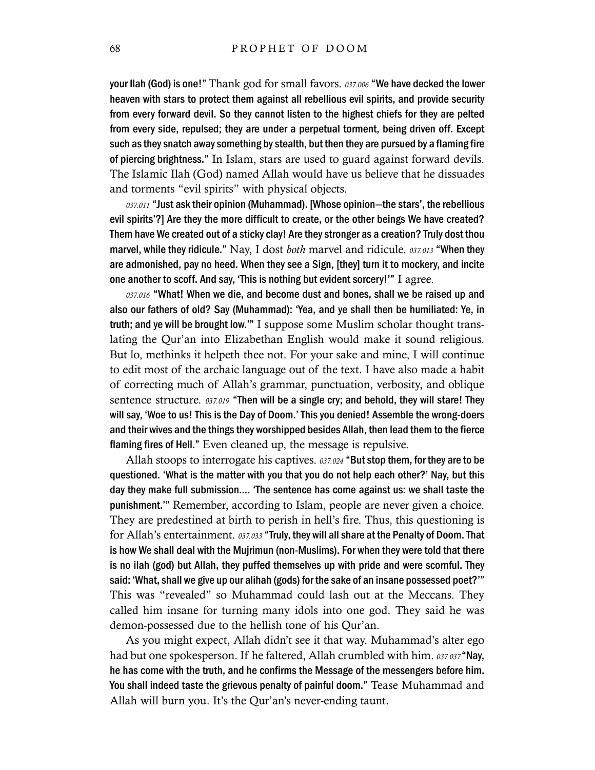**your Ilah (God) is one!"** Thank god for small favors. *037.006* **"We have decked the lower heaven with stars to protect them against all rebellious evil spirits, and provide security from every forward devil. So they cannot listen to the highest chiefs for they are pelted from every side, repulsed; they are under a perpetual torment, being driven off. Except such as they snatch away something by stealth, but then they are pursued by a flaming fire of piercing brightness."** In Islam, stars are used to guard against forward devils. The Islamic Ilah (God) named Allah would have us believe that he dissuades and torments "evil spirits" with physical objects.

*037.011* **"Just ask their opinion (Muhammad). [Whose opinion—the stars', the rebellious evil spirits'?] Are they the more difficult to create, or the other beings We have created? Them have We created out of a sticky clay! Are they stronger as a creation? Truly dost thou marvel, while they ridicule."** Nay, I dost *both* marvel and ridicule. *037.013* **"When they are admonished, pay no heed. When they see a Sign, [they] turn it to mockery, and incite one another to scoff. And say, 'This is nothing but evident sorcery!'"** I agree.

*037.016* **"What! When we die, and become dust and bones, shall we be raised up and also our fathers of old? Say (Muhammad): 'Yea, and ye shall then be humiliated: Ye, in truth; and ye will be brought low.'"** I suppose some Muslim scholar thought translating the Qur'an into Elizabethan English would make it sound religious. But lo, methinks it helpeth thee not. For your sake and mine, I will continue to edit most of the archaic language out of the text. I have also made a habit of correcting much of Allah's grammar, punctuation, verbosity, and oblique sentence structure. *037.019* **"Then will be a single cry; and behold, they will stare! They will say, 'Woe to us! This is the Day of Doom.' This you denied! Assemble the wrong-doers and their wives and the things they worshipped besides Allah, then lead them to the fierce flaming fires of Hell."** Even cleaned up, the message is repulsive.

Allah stoops to interrogate his captives. *037.024* **"But stop them, for they are to be questioned. 'What is the matter with you that you do not help each other?' Nay, but this day they make full submission.... 'The sentence has come against us: we shall taste the punishment.'"** Remember, according to Islam, people are never given a choice. They are predestined at birth to perish in hell's fire. Thus, this questioning is for Allah's entertainment. *037.033* **"Truly, they will all share at the Penalty of Doom. That is how We shall deal with the Mujrimun (non-Muslims). For when they were told that there is no ilah (god) but Allah, they puffed themselves up with pride and were scornful. They said: 'What, shall we give up our alihah (gods) for the sake of an insane possessed poet?'"** This was "revealed" so Muhammad could lash out at the Meccans. They called him insane for turning many idols into one god. They said he was demon-possessed due to the hellish tone of his Qur'an.

As you might expect, Allah didn't see it that way. Muhammad's alter ego had but one spokesperson. If he faltered, Allah crumbled with him. *037.037* **"Nay, he has come with the truth, and he confirms the Message of the messengers before him. You shall indeed taste the grievous penalty of painful doom."** Tease Muhammad and Allah will burn you. It's the Qur'an's never-ending taunt.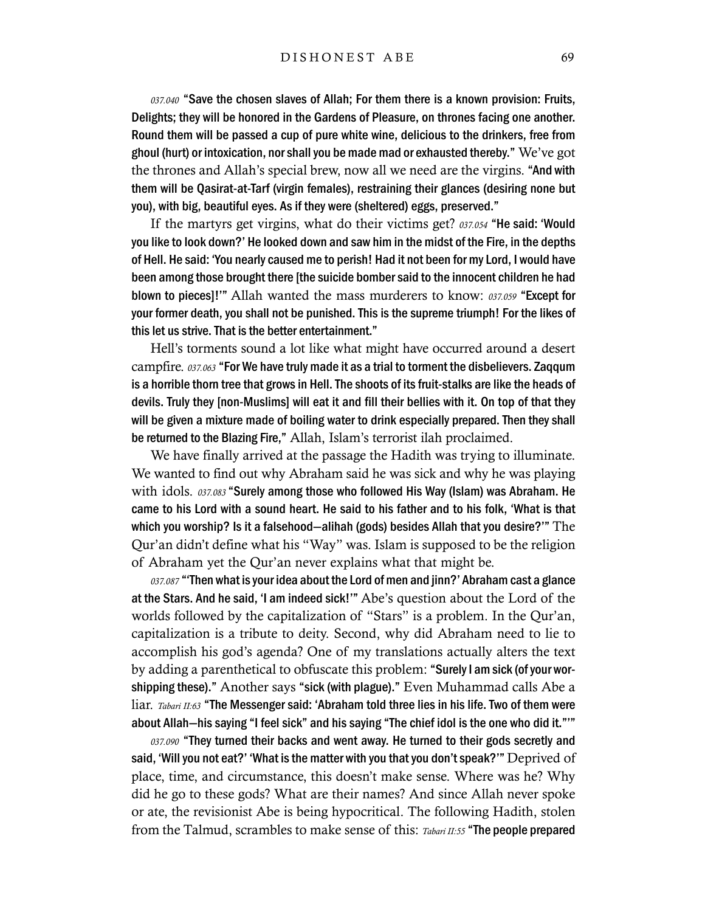*037.040* **"Save the chosen slaves of Allah; For them there is a known provision: Fruits, Delights; they will be honored in the Gardens of Pleasure, on thrones facing one another. Round them will be passed a cup of pure white wine, delicious to the drinkers, free from ghoul (hurt) or intoxication, nor shall you be made mad or exhausted thereby."** We've got the thrones and Allah's special brew, now all we need are the virgins. **"And with them will be Qasirat-at-Tarf (virgin females), restraining their glances (desiring none but you), with big, beautiful eyes. As if they were (sheltered) eggs, preserved."**

If the martyrs get virgins, what do their victims get? *037.054* **"He said: 'Would you like to look down?' He looked down and saw him in the midst of the Fire, in the depths of Hell. He said: 'You nearly caused me to perish! Had it not been for my Lord, I would have been among those brought there [the suicide bomber said to the innocent children he had blown to pieces]!'"** Allah wanted the mass murderers to know: *037.059* **"Except for your former death, you shall not be punished. This is the supreme triumph! For the likes of this let us strive. That is the better entertainment."**

Hell's torments sound a lot like what might have occurred around a desert campfire. *037.063* **"For We have truly made it as a trial to torment the disbelievers. Zaqqum is a horrible thorn tree that grows in Hell. The shoots of its fruit-stalks are like the heads of devils. Truly they [non-Muslims] will eat it and fill their bellies with it. On top of that they will be given a mixture made of boiling water to drink especially prepared. Then they shall be returned to the Blazing Fire,"** Allah, Islam's terrorist ilah proclaimed.

We have finally arrived at the passage the Hadith was trying to illuminate. We wanted to find out why Abraham said he was sick and why he was playing with idols. *037.083* **"Surely among those who followed His Way (Islam) was Abraham. He came to his Lord with a sound heart. He said to his father and to his folk, 'What is that which you worship? Is it a falsehood—alihah (gods) besides Allah that you desire?'"** The Qur'an didn't define what his "Way" was. Islam is supposed to be the religion of Abraham yet the Qur'an never explains what that might be.

*037.087* **"'Then what is your idea about the Lord of men and jinn?' Abraham cast a glance at the Stars. And he said, 'I am indeed sick!'"** Abe's question about the Lord of the worlds followed by the capitalization of "Stars" is a problem. In the Qur'an, capitalization is a tribute to deity. Second, why did Abraham need to lie to accomplish his god's agenda? One of my translations actually alters the text by adding a parenthetical to obfuscate this problem: **"Surely I am sick (of your worshipping these)."** Another says **"sick (with plague)."** Even Muhammad calls Abe a liar. *Tabari II:63* **"The Messenger said: 'Abraham told three lies in his life. Two of them were about Allah—his saying "I feel sick" and his saying "The chief idol is the one who did it."'"**

*037.090* **"They turned their backs and went away. He turned to their gods secretly and said, 'Will you not eat?' 'What is the matter with you that you don't speak?'"** Deprived of place, time, and circumstance, this doesn't make sense. Where was he? Why did he go to these gods? What are their names? And since Allah never spoke or ate, the revisionist Abe is being hypocritical. The following Hadith, stolen from the Talmud, scrambles to make sense of this: *Tabari II:55* **"The people prepared**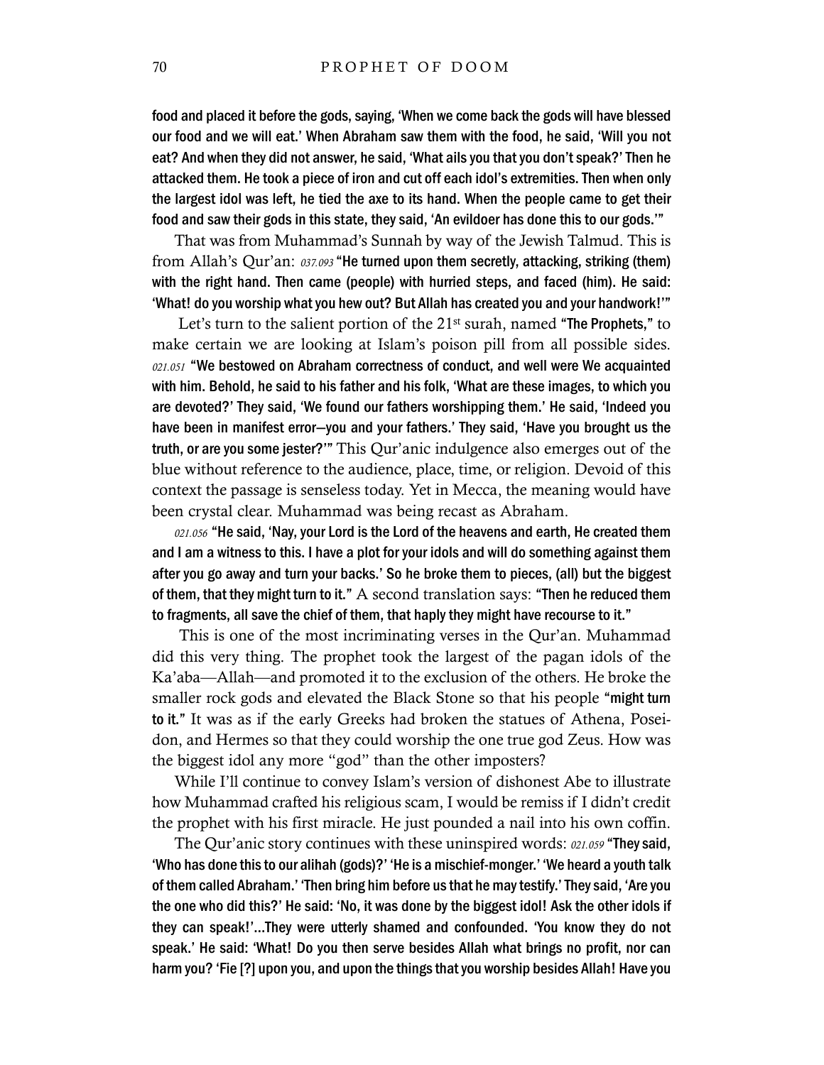**food and placed it before the gods, saying, 'When we come back the gods will have blessed our food and we will eat.' When Abraham saw them with the food, he said, 'Will you not eat? And when they did not answer, he said, 'What ails you that you don't speak?' Then he attacked them. He took a piece of iron and cut off each idol's extremities. Then when only the largest idol was left, he tied the axe to its hand. When the people came to get their food and saw their gods in this state, they said, 'An evildoer has done this to our gods.'"**

That was from Muhammad's Sunnah by way of the Jewish Talmud. This is from Allah's Qur'an: *037.093* **"He turned upon them secretly, attacking, striking (them) with the right hand. Then came (people) with hurried steps, and faced (him). He said: 'What! do you worship what you hew out? But Allah has created you and your handwork!'"**

Let's turn to the salient portion of the 21st surah, named **"The Prophets,"** to make certain we are looking at Islam's poison pill from all possible sides. *021.051* **"We bestowed on Abraham correctness of conduct, and well were We acquainted with him. Behold, he said to his father and his folk, 'What are these images, to which you are devoted?' They said, 'We found our fathers worshipping them.' He said, 'Indeed you have been in manifest error—you and your fathers.' They said, 'Have you brought us the truth, or are you some jester?'"** This Qur'anic indulgence also emerges out of the blue without reference to the audience, place, time, or religion. Devoid of this context the passage is senseless today. Yet in Mecca, the meaning would have been crystal clear. Muhammad was being recast as Abraham.

*021.056* **"He said, 'Nay, your Lord is the Lord of the heavens and earth, He created them and I am a witness to this. I have a plot for your idols and will do something against them after you go away and turn your backs.' So he broke them to pieces, (all) but the biggest of them, that they might turn to it."** A second translation says: **"Then he reduced them to fragments, all save the chief of them, that haply they might have recourse to it."**

This is one of the most incriminating verses in the Qur'an. Muhammad did this very thing. The prophet took the largest of the pagan idols of the Ka'aba—Allah—and promoted it to the exclusion of the others. He broke the smaller rock gods and elevated the Black Stone so that his people **"might turn to it."** It was as if the early Greeks had broken the statues of Athena, Poseidon, and Hermes so that they could worship the one true god Zeus. How was the biggest idol any more "god" than the other imposters?

While I'll continue to convey Islam's version of dishonest Abe to illustrate how Muhammad crafted his religious scam, I would be remiss if I didn't credit the prophet with his first miracle. He just pounded a nail into his own coffin.

The Qur'anic story continues with these uninspired words: *021.059* **"They said, 'Who has done this to our alihah (gods)?' 'He is a mischief-monger.' 'We heard a youth talk of them called Abraham.' 'Then bring him before us that he may testify.' They said, 'Are you the one who did this?' He said: 'No, it was done by the biggest idol! Ask the other idols if they can speak!'...They were utterly shamed and confounded. 'You know they do not speak.' He said: 'What! Do you then serve besides Allah what brings no profit, nor can harm you? 'Fie [?] upon you, and upon the things that you worship besides Allah! Have you**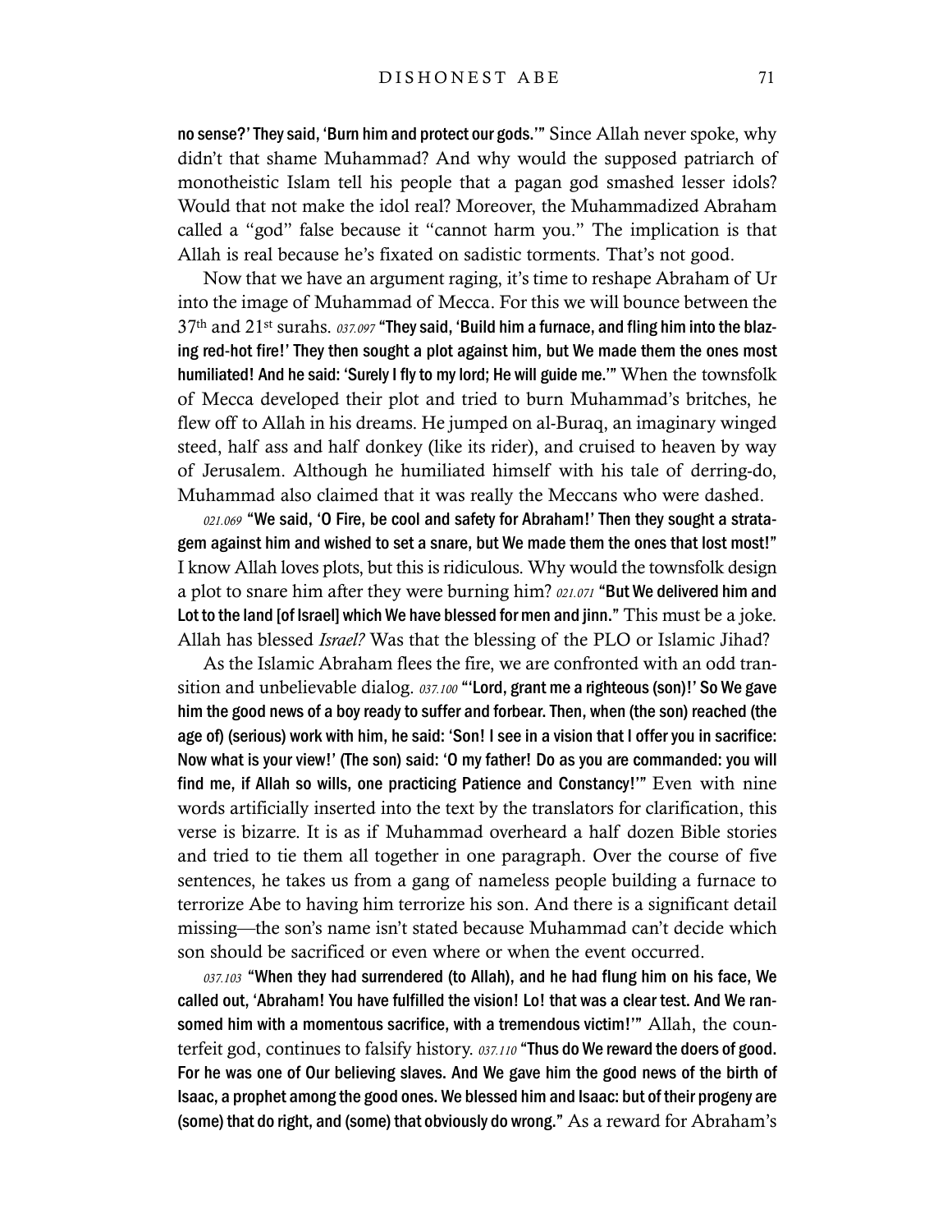**no sense?' They said, 'Burn him and protect our gods.'"** Since Allah never spoke, why didn't that shame Muhammad? And why would the supposed patriarch of monotheistic Islam tell his people that a pagan god smashed lesser idols? Would that not make the idol real? Moreover, the Muhammadized Abraham called a "god" false because it "cannot harm you." The implication is that Allah is real because he's fixated on sadistic torments. That's not good.

Now that we have an argument raging, it's time to reshape Abraham of Ur into the image of Muhammad of Mecca. For this we will bounce between the 37th and 21st surahs. *037.097* **"They said, 'Build him a furnace, and fling him into the blazing red-hot fire!' They then sought a plot against him, but We made them the ones most humiliated! And he said: 'Surely I fly to my lord; He will guide me.'"** When the townsfolk of Mecca developed their plot and tried to burn Muhammad's britches, he flew off to Allah in his dreams. He jumped on al-Buraq, an imaginary winged steed, half ass and half donkey (like its rider), and cruised to heaven by way of Jerusalem. Although he humiliated himself with his tale of derring-do, Muhammad also claimed that it was really the Meccans who were dashed.

*021.069* **"We said, 'O Fire, be cool and safety for Abraham!' Then they sought a stratagem against him and wished to set a snare, but We made them the ones that lost most!"** I know Allah loves plots, but this is ridiculous. Why would the townsfolk design a plot to snare him after they were burning him? *021.071* **"But We delivered him and Lot to the land [of Israel] which We have blessed for men and jinn."** This must be a joke. Allah has blessed *Israel?* Was that the blessing of the PLO or Islamic Jihad?

As the Islamic Abraham flees the fire, we are confronted with an odd transition and unbelievable dialog. *037.100* **"'Lord, grant me a righteous (son)!' So We gave him the good news of a boy ready to suffer and forbear. Then, when (the son) reached (the age of) (serious) work with him, he said: 'Son! I see in a vision that I offer you in sacrifice: Now what is your view!' (The son) said: 'O my father! Do as you are commanded: you will find me, if Allah so wills, one practicing Patience and Constancy!'"** Even with nine words artificially inserted into the text by the translators for clarification, this verse is bizarre. It is as if Muhammad overheard a half dozen Bible stories and tried to tie them all together in one paragraph. Over the course of five sentences, he takes us from a gang of nameless people building a furnace to terrorize Abe to having him terrorize his son. And there is a significant detail missing—the son's name isn't stated because Muhammad can't decide which son should be sacrificed or even where or when the event occurred.

*037.103* **"When they had surrendered (to Allah), and he had flung him on his face, We called out, 'Abraham! You have fulfilled the vision! Lo! that was a clear test. And We ransomed him with a momentous sacrifice, with a tremendous victim!'"** Allah, the counterfeit god, continues to falsify history. *037.110* **"Thus do We reward the doers of good. For he was one of Our believing slaves. And We gave him the good news of the birth of Isaac, a prophet among the good ones. We blessed him and Isaac: but of their progeny are (some) that do right, and (some) that obviously do wrong."** As a reward for Abraham's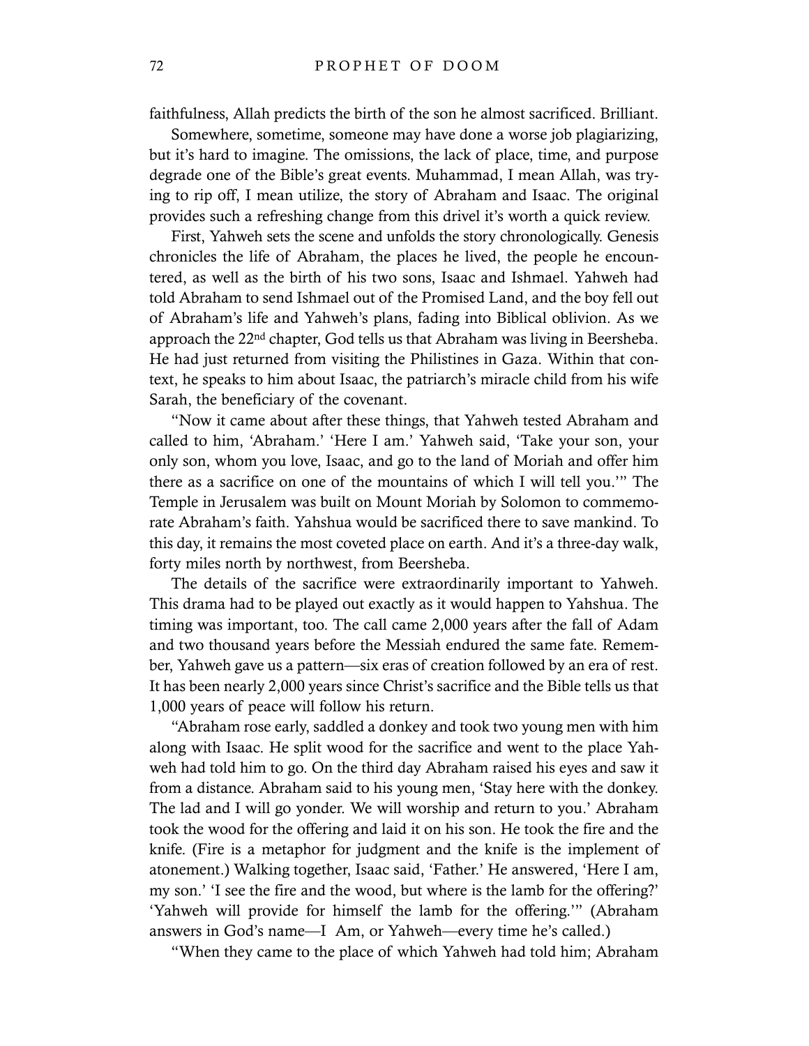faithfulness, Allah predicts the birth of the son he almost sacrificed. Brilliant.

Somewhere, sometime, someone may have done a worse job plagiarizing, but it's hard to imagine. The omissions, the lack of place, time, and purpose degrade one of the Bible's great events. Muhammad, I mean Allah, was trying to rip off, I mean utilize, the story of Abraham and Isaac. The original provides such a refreshing change from this drivel it's worth a quick review.

First, Yahweh sets the scene and unfolds the story chronologically. Genesis chronicles the life of Abraham, the places he lived, the people he encountered, as well as the birth of his two sons, Isaac and Ishmael. Yahweh had told Abraham to send Ishmael out of the Promised Land, and the boy fell out of Abraham's life and Yahweh's plans, fading into Biblical oblivion. As we approach the 22nd chapter, God tells us that Abraham was living in Beersheba. He had just returned from visiting the Philistines in Gaza. Within that context, he speaks to him about Isaac, the patriarch's miracle child from his wife Sarah, the beneficiary of the covenant.

"Now it came about after these things, that Yahweh tested Abraham and called to him, 'Abraham.' 'Here I am.' Yahweh said, 'Take your son, your only son, whom you love, Isaac, and go to the land of Moriah and offer him there as a sacrifice on one of the mountains of which I will tell you.'" The Temple in Jerusalem was built on Mount Moriah by Solomon to commemorate Abraham's faith. Yahshua would be sacrificed there to save mankind. To this day, it remains the most coveted place on earth. And it's a three-day walk, forty miles north by northwest, from Beersheba.

The details of the sacrifice were extraordinarily important to Yahweh. This drama had to be played out exactly as it would happen to Yahshua. The timing was important, too. The call came 2,000 years after the fall of Adam and two thousand years before the Messiah endured the same fate. Remember, Yahweh gave us a pattern—six eras of creation followed by an era of rest. It has been nearly 2,000 years since Christ's sacrifice and the Bible tells us that 1,000 years of peace will follow his return.

"Abraham rose early, saddled a donkey and took two young men with him along with Isaac. He split wood for the sacrifice and went to the place Yahweh had told him to go. On the third day Abraham raised his eyes and saw it from a distance. Abraham said to his young men, 'Stay here with the donkey. The lad and I will go yonder. We will worship and return to you.' Abraham took the wood for the offering and laid it on his son. He took the fire and the knife. (Fire is a metaphor for judgment and the knife is the implement of atonement.) Walking together, Isaac said, 'Father.' He answered, 'Here I am, my son.' 'I see the fire and the wood, but where is the lamb for the offering?' 'Yahweh will provide for himself the lamb for the offering.'" (Abraham answers in God's name—I Am, or Yahweh—every time he's called.)

"When they came to the place of which Yahweh had told him; Abraham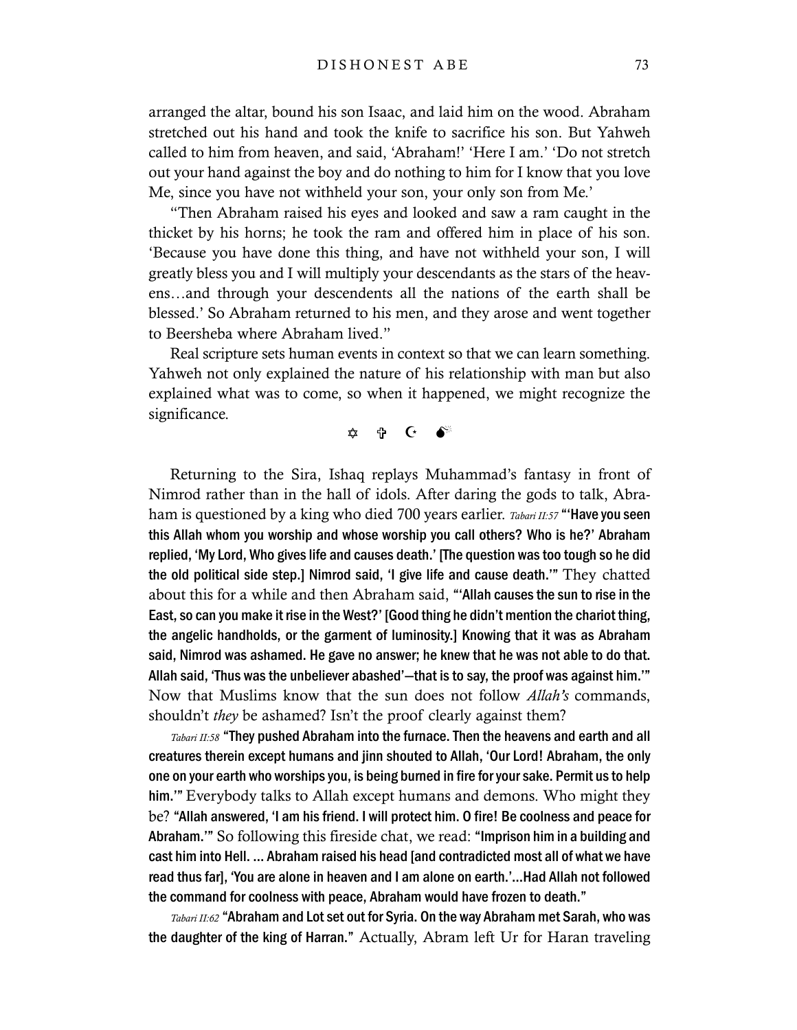arranged the altar, bound his son Isaac, and laid him on the wood. Abraham stretched out his hand and took the knife to sacrifice his son. But Yahweh called to him from heaven, and said, 'Abraham!' 'Here I am.' 'Do not stretch out your hand against the boy and do nothing to him for I know that you love Me, since you have not withheld your son, your only son from Me.'

"Then Abraham raised his eyes and looked and saw a ram caught in the thicket by his horns; he took the ram and offered him in place of his son. 'Because you have done this thing, and have not withheld your son, I will greatly bless you and I will multiply your descendants as the stars of the heavens…and through your descendents all the nations of the earth shall be blessed.' So Abraham returned to his men, and they arose and went together to Beersheba where Abraham lived."

Real scripture sets human events in context so that we can learn something. Yahweh not only explained the nature of his relationship with man but also explained what was to come, so when it happened, we might recognize the significance.

✡ ✞ ☪ 💣

Returning to the Sira, Ishaq replays Muhammad's fantasy in front of Nimrod rather than in the hall of idols. After daring the gods to talk, Abraham is questioned by a king who died 700 years earlier. *Tabari II:57* **"'Have you seen this Allah whom you worship and whose worship you call others? Who is he?' Abraham replied, 'My Lord, Who gives life and causes death.' [The question was too tough so he did the old political side step.] Nimrod said, 'I give life and cause death.'"** They chatted about this for a while and then Abraham said, **"'Allah causes the sun to rise in the East, so can you make it rise in the West?' [Good thing he didn't mention the chariot thing, the angelic handholds, or the garment of luminosity.] Knowing that it was as Abraham said, Nimrod was ashamed. He gave no answer; he knew that he was not able to do that. Allah said, 'Thus was the unbeliever abashed'—that is to say, the proof was against him.'"** Now that Muslims know that the sun does not follow *Allah's* commands, shouldn't *they* be ashamed? Isn't the proof clearly against them?

*Tabari II:58* **"They pushed Abraham into the furnace. Then the heavens and earth and all creatures therein except humans and jinn shouted to Allah, 'Our Lord! Abraham, the only one on your earth who worships you, is being burned in fire for your sake. Permit us to help him.'"** Everybody talks to Allah except humans and demons. Who might they be? **"Allah answered, 'I am his friend. I will protect him. O fire! Be coolness and peace for Abraham.'"** So following this fireside chat, we read: **"Imprison him in a building and cast him into Hell. ... Abraham raised his head [and contradicted most all of what we have read thus far], 'You are alone in heaven and I am alone on earth.'...Had Allah not followed the command for coolness with peace, Abraham would have frozen to death."**

*Tabari II:62* **"Abraham and Lot set out for Syria. On the way Abraham met Sarah, who was the daughter of the king of Harran."** Actually, Abram left Ur for Haran traveling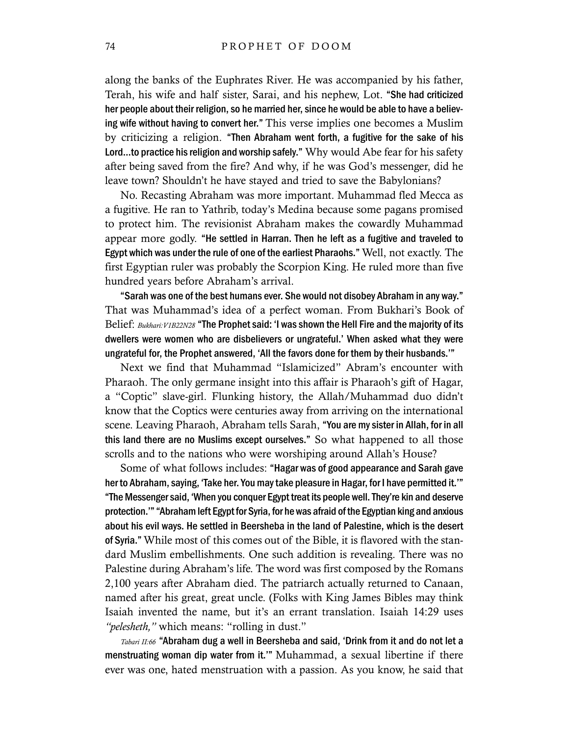along the banks of the Euphrates River. He was accompanied by his father, Terah, his wife and half sister, Sarai, and his nephew, Lot. **"She had criticized her people about their religion, so he married her, since he would be able to have a believing wife without having to convert her."** This verse implies one becomes a Muslim by criticizing a religion. **"Then Abraham went forth, a fugitive for the sake of his Lord…to practice his religion and worship safely."** Why would Abe fear for his safety after being saved from the fire? And why, if he was God's messenger, did he leave town? Shouldn't he have stayed and tried to save the Babylonians?

No. Recasting Abraham was more important. Muhammad fled Mecca as a fugitive. He ran to Yathrib, today's Medina because some pagans promised to protect him. The revisionist Abraham makes the cowardly Muhammad appear more godly. **"He settled in Harran. Then he left as a fugitive and traveled to Egypt which was under the rule of one of the earliest Pharaohs."** Well, not exactly. The first Egyptian ruler was probably the Scorpion King. He ruled more than five hundred years before Abraham's arrival.

**"Sarah was one of the best humans ever. She would not disobey Abraham in any way."** That was Muhammad's idea of a perfect woman. From Bukhari's Book of Belief: *Bukhari:V1B22N28* **"The Prophet said: 'I was shown the Hell Fire and the majority of its dwellers were women who are disbelievers or ungrateful.' When asked what they were ungrateful for, the Prophet answered, 'All the favors done for them by their husbands.'"**

Next we find that Muhammad "Islamicized" Abram's encounter with Pharaoh. The only germane insight into this affair is Pharaoh's gift of Hagar, a "Coptic" slave-girl. Flunking history, the Allah/Muhammad duo didn't know that the Coptics were centuries away from arriving on the international scene. Leaving Pharaoh, Abraham tells Sarah, **"You are my sister in Allah, for in all this land there are no Muslims except ourselves."** So what happened to all those scrolls and to the nations who were worshiping around Allah's House?

Some of what follows includes: **"Hagar was of good appearance and Sarah gave her to Abraham, saying, 'Take her. You may take pleasure in Hagar, for I have permitted it.'" "The Messenger said, 'When you conquer Egypt treat its people well. They're kin and deserve protection.'" "Abraham left Egypt for Syria, for he was afraid of the Egyptian king and anxious about his evil ways. He settled in Beersheba in the land of Palestine, which is the desert of Syria."** While most of this comes out of the Bible, it is flavored with the standard Muslim embellishments. One such addition is revealing. There was no Palestine during Abraham's life. The word was first composed by the Romans 2,100 years after Abraham died. The patriarch actually returned to Canaan, named after his great, great uncle. (Folks with King James Bibles may think Isaiah invented the name, but it's an errant translation. Isaiah 14:29 uses *"pelesheth,"* which means: "rolling in dust."

*Tabari II:66* **"Abraham dug a well in Beersheba and said, 'Drink from it and do not let a menstruating woman dip water from it.'"** Muhammad, a sexual libertine if there ever was one, hated menstruation with a passion. As you know, he said that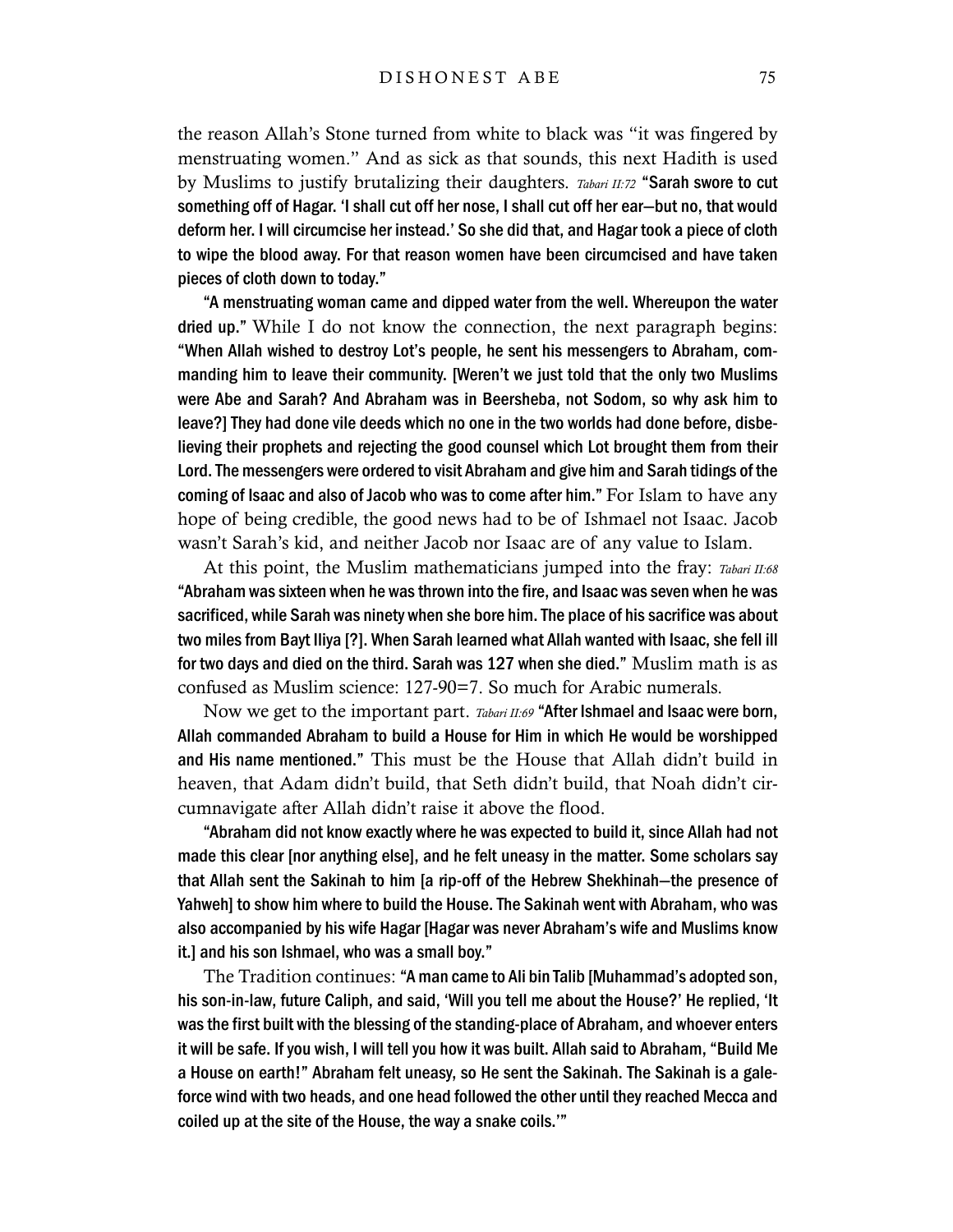the reason Allah's Stone turned from white to black was "it was fingered by menstruating women." And as sick as that sounds, this next Hadith is used by Muslims to justify brutalizing their daughters. *Tabari II:72* **"Sarah swore to cut something off of Hagar. 'I shall cut off her nose, I shall cut off her ear—but no, that would deform her. I will circumcise her instead.' So she did that, and Hagar took a piece of cloth to wipe the blood away. For that reason women have been circumcised and have taken pieces of cloth down to today."**

**"A menstruating woman came and dipped water from the well. Whereupon the water dried up."** While I do not know the connection, the next paragraph begins: **"When Allah wished to destroy Lot's people, he sent his messengers to Abraham, commanding him to leave their community. [Weren't we just told that the only two Muslims were Abe and Sarah? And Abraham was in Beersheba, not Sodom, so why ask him to leave?] They had done vile deeds which no one in the two worlds had done before, disbelieving their prophets and rejecting the good counsel which Lot brought them from their Lord. The messengers were ordered to visit Abraham and give him and Sarah tidings of the coming of Isaac and also of Jacob who was to come after him."** For Islam to have any hope of being credible, the good news had to be of Ishmael not Isaac. Jacob wasn't Sarah's kid, and neither Jacob nor Isaac are of any value to Islam.

At this point, the Muslim mathematicians jumped into the fray: *Tabari II:68* **"Abraham was sixteen when he was thrown into the fire, and Isaac was seven when he was sacrificed, while Sarah was ninety when she bore him. The place of his sacrifice was about two miles from Bayt Iliya [?]. When Sarah learned what Allah wanted with Isaac, she fell ill for two days and died on the third. Sarah was 127 when she died."** Muslim math is as confused as Muslim science: 127-90=7. So much for Arabic numerals.

Now we get to the important part. *Tabari II:69* **"After Ishmael and Isaac were born, Allah commanded Abraham to build a House for Him in which He would be worshipped and His name mentioned."** This must be the House that Allah didn't build in heaven, that Adam didn't build, that Seth didn't build, that Noah didn't circumnavigate after Allah didn't raise it above the flood.

**"Abraham did not know exactly where he was expected to build it, since Allah had not made this clear [nor anything else], and he felt uneasy in the matter. Some scholars say that Allah sent the Sakinah to him [a rip-off of the Hebrew Shekhinah—the presence of Yahweh] to show him where to build the House. The Sakinah went with Abraham, who was also accompanied by his wife Hagar [Hagar was never Abraham's wife and Muslims know it.] and his son Ishmael, who was a small boy."**

The Tradition continues: **"A man came to Ali bin Talib [Muhammad's adopted son, his son-in-law, future Caliph, and said, 'Will you tell me about the House?' He replied, 'It was the first built with the blessing of the standing-place of Abraham, and whoever enters it will be safe. If you wish, I will tell you how it was built. Allah said to Abraham, "Build Me a House on earth!" Abraham felt uneasy, so He sent the Sakinah. The Sakinah is a gale-force wind with two heads, and one head followed the other until they reached Mecca and coiled up at the site of the House, the way a snake coils.'"**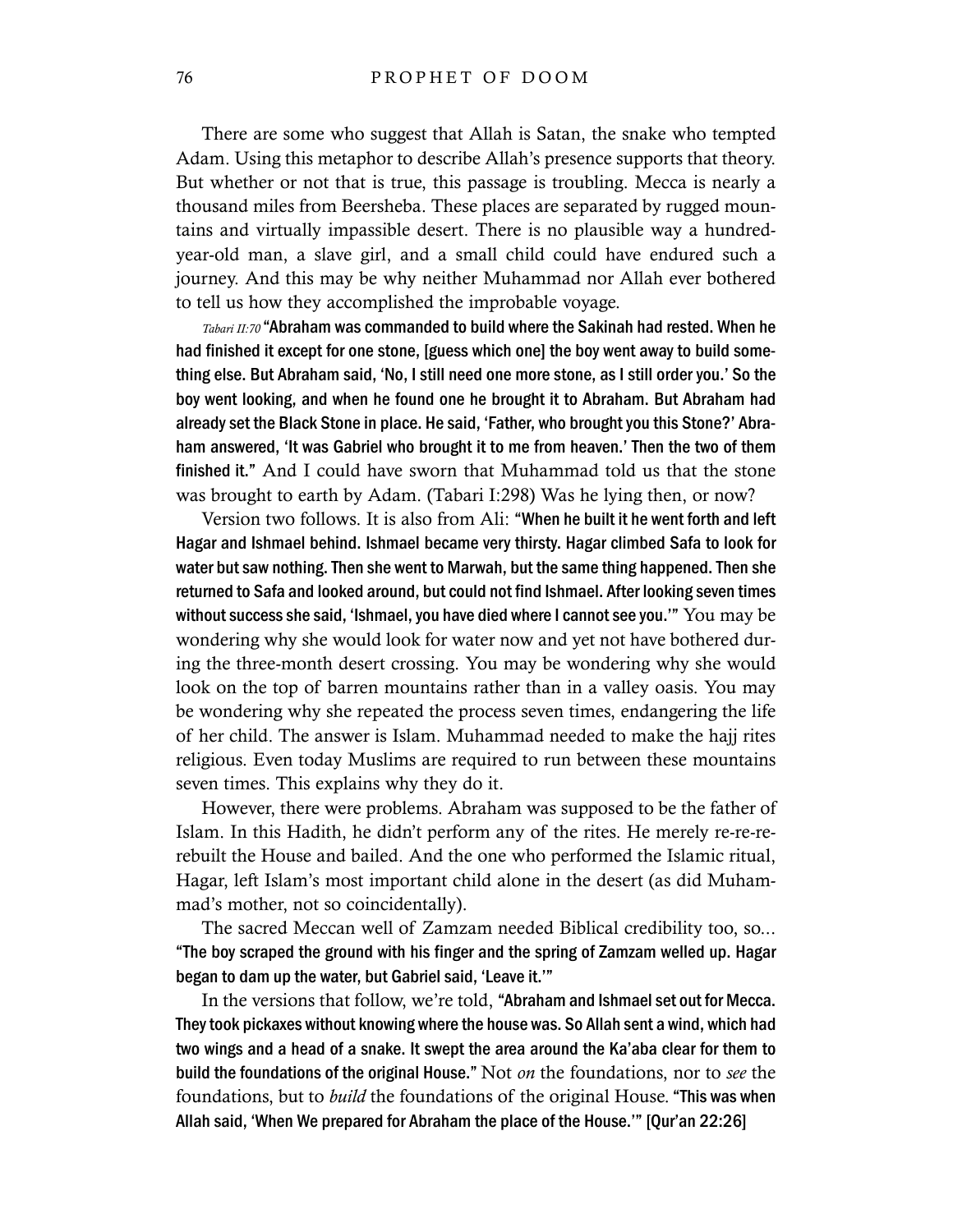There are some who suggest that Allah is Satan, the snake who tempted Adam. Using this metaphor to describe Allah's presence supports that theory. But whether or not that is true, this passage is troubling. Mecca is nearly a thousand miles from Beersheba. These places are separated by rugged mountains and virtually impassible desert. There is no plausible way a hundred-year-old man, a slave girl, and a small child could have endured such a journey. And this may be why neither Muhammad nor Allah ever bothered to tell us how they accomplished the improbable voyage.

*Tabari II:70* **"Abraham was commanded to build where the Sakinah had rested. When he had finished it except for one stone, [guess which one] the boy went away to build something else. But Abraham said, 'No, I still need one more stone, as I still order you.' So the boy went looking, and when he found one he brought it to Abraham. But Abraham had already set the Black Stone in place. He said, 'Father, who brought you this Stone?' Abraham answered, 'It was Gabriel who brought it to me from heaven.' Then the two of them finished it."** And I could have sworn that Muhammad told us that the stone was brought to earth by Adam. (Tabari I:298) Was he lying then, or now?

Version two follows. It is also from Ali: **"When he built it he went forth and left Hagar and Ishmael behind. Ishmael became very thirsty. Hagar climbed Safa to look for water but saw nothing. Then she went to Marwah, but the same thing happened. Then she returned to Safa and looked around, but could not find Ishmael. After looking seven times without success she said, 'Ishmael, you have died where I cannot see you.'"** You may be wondering why she would look for water now and yet not have bothered during the three-month desert crossing. You may be wondering why she would look on the top of barren mountains rather than in a valley oasis. You may be wondering why she repeated the process seven times, endangering the life of her child. The answer is Islam. Muhammad needed to make the hajj rites religious. Even today Muslims are required to run between these mountains seven times. This explains why they do it.

However, there were problems. Abraham was supposed to be the father of Islam. In this Hadith, he didn't perform any of the rites. He merely re-re-rebuilt the House and bailed. And the one who performed the Islamic ritual, Hagar, left Islam's most important child alone in the desert (as did Muhammad's mother, not so coincidentally).

The sacred Meccan well of Zamzam needed Biblical credibility too, so... **"The boy scraped the ground with his finger and the spring of Zamzam welled up. Hagar began to dam up the water, but Gabriel said, 'Leave it.'"**

In the versions that follow, we're told, **"Abraham and Ishmael set out for Mecca. They took pickaxes without knowing where the house was. So Allah sent a wind, which had two wings and a head of a snake. It swept the area around the Ka'aba clear for them to build the foundations of the original House."** Not *on* the foundations, nor to *see* the foundations, but to *build* the foundations of the original House. **"This was when Allah said, 'When We prepared for Abraham the place of the House.'" [Qur'an 22:26]**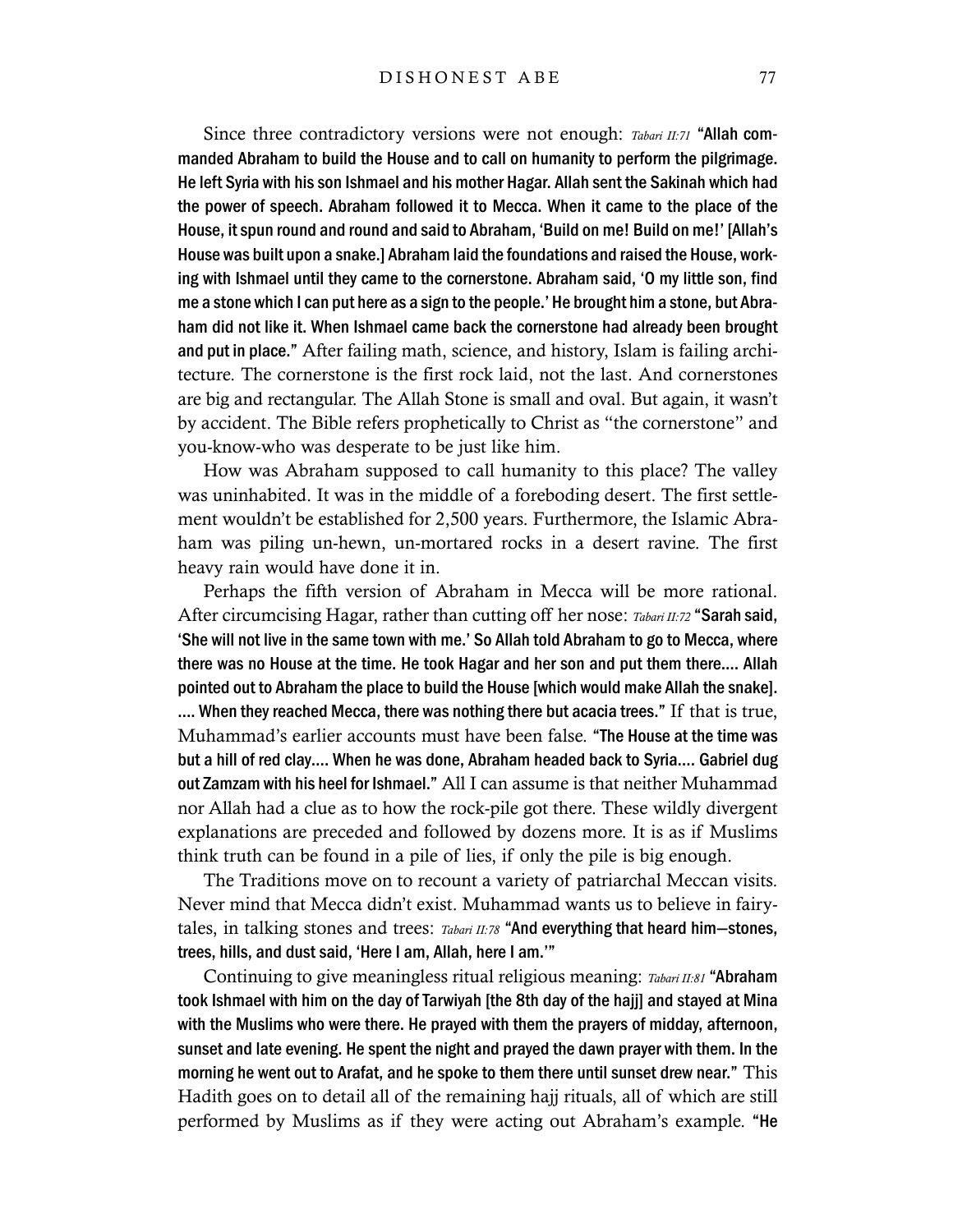Since three contradictory versions were not enough: *Tabari II:71* **"Allah commanded Abraham to build the House and to call on humanity to perform the pilgrimage. He left Syria with his son Ishmael and his mother Hagar. Allah sent the Sakinah which had the power of speech. Abraham followed it to Mecca. When it came to the place of the House, it spun round and round and said to Abraham, 'Build on me! Build on me!' [Allah's House was built upon a snake.] Abraham laid the foundations and raised the House, working with Ishmael until they came to the cornerstone. Abraham said, 'O my little son, find me a stone which I can put here as a sign to the people.' He brought him a stone, but Abraham did not like it. When Ishmael came back the cornerstone had already been brought and put in place."** After failing math, science, and history, Islam is failing architecture. The cornerstone is the first rock laid, not the last. And cornerstones are big and rectangular. The Allah Stone is small and oval. But again, it wasn't by accident. The Bible refers prophetically to Christ as "the cornerstone" and you-know-who was desperate to be just like him.

How was Abraham supposed to call humanity to this place? The valley was uninhabited. It was in the middle of a foreboding desert. The first settlement wouldn't be established for 2,500 years. Furthermore, the Islamic Abraham was piling un-hewn, un-mortared rocks in a desert ravine. The first heavy rain would have done it in.

Perhaps the fifth version of Abraham in Mecca will be more rational. After circumcising Hagar, rather than cutting off her nose: *Tabari II:72* **"Sarah said, 'She will not live in the same town with me.' So Allah told Abraham to go to Mecca, where there was no House at the time. He took Hagar and her son and put them there.... Allah pointed out to Abraham the place to build the House [which would make Allah the snake]. .... When they reached Mecca, there was nothing there but acacia trees."** If that is true, Muhammad's earlier accounts must have been false. **"The House at the time was but a hill of red clay.... When he was done, Abraham headed back to Syria.... Gabriel dug out Zamzam with his heel for Ishmael."** All I can assume is that neither Muhammad nor Allah had a clue as to how the rock-pile got there. These wildly divergent explanations are preceded and followed by dozens more. It is as if Muslims think truth can be found in a pile of lies, if only the pile is big enough.

The Traditions move on to recount a variety of patriarchal Meccan visits. Never mind that Mecca didn't exist. Muhammad wants us to believe in fairytales, in talking stones and trees: *Tabari II:78* **"And everything that heard him—stones, trees, hills, and dust said, 'Here I am, Allah, here I am.'"**

Continuing to give meaningless ritual religious meaning: *Tabari II:81* **"Abraham took Ishmael with him on the day of Tarwiyah [the 8th day of the hajj] and stayed at Mina with the Muslims who were there. He prayed with them the prayers of midday, afternoon, sunset and late evening. He spent the night and prayed the dawn prayer with them. In the morning he went out to Arafat, and he spoke to them there until sunset drew near."** This Hadith goes on to detail all of the remaining hajj rituals, all of which are still performed by Muslims as if they were acting out Abraham's example. **"He**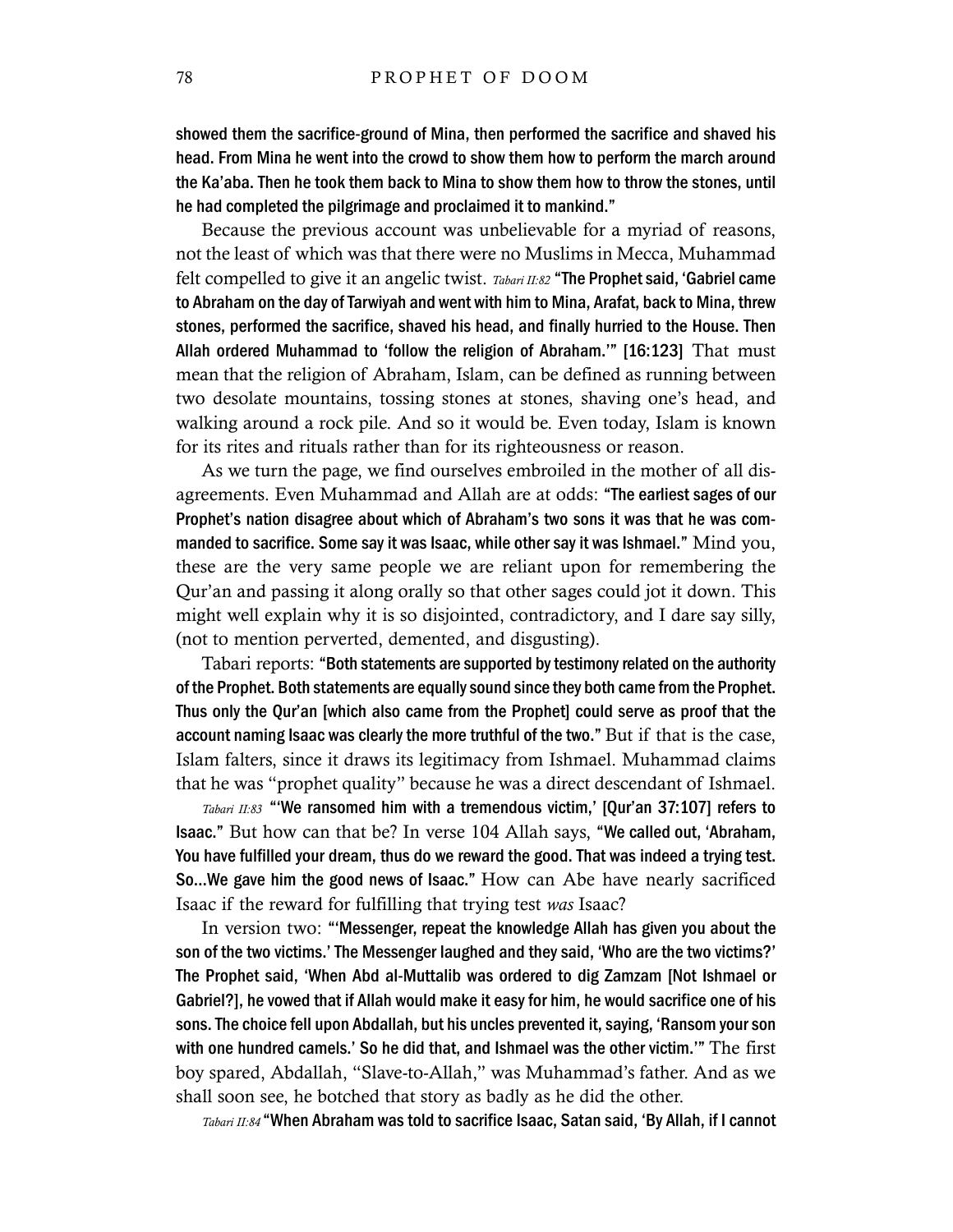**showed them the sacrifice-ground of Mina, then performed the sacrifice and shaved his head. From Mina he went into the crowd to show them how to perform the march around the Ka'aba. Then he took them back to Mina to show them how to throw the stones, until he had completed the pilgrimage and proclaimed it to mankind."**

Because the previous account was unbelievable for a myriad of reasons, not the least of which was that there were no Muslims in Mecca, Muhammad felt compelled to give it an angelic twist. *Tabari II:82* **"The Prophet said, 'Gabriel came to Abraham on the day of Tarwiyah and went with him to Mina, Arafat, back to Mina, threw stones, performed the sacrifice, shaved his head, and finally hurried to the House. Then Allah ordered Muhammad to 'follow the religion of Abraham.'" [16:123]** That must mean that the religion of Abraham, Islam, can be defined as running between two desolate mountains, tossing stones at stones, shaving one's head, and walking around a rock pile. And so it would be. Even today, Islam is known for its rites and rituals rather than for its righteousness or reason.

As we turn the page, we find ourselves embroiled in the mother of all disagreements. Even Muhammad and Allah are at odds: **"The earliest sages of our Prophet's nation disagree about which of Abraham's two sons it was that he was commanded to sacrifice. Some say it was Isaac, while other say it was Ishmael."** Mind you, these are the very same people we are reliant upon for remembering the Qur'an and passing it along orally so that other sages could jot it down. This might well explain why it is so disjointed, contradictory, and I dare say silly, (not to mention perverted, demented, and disgusting).

Tabari reports: **"Both statements are supported by testimony related on the authority of the Prophet. Both statements are equally sound since they both came from the Prophet. Thus only the Qur'an [which also came from the Prophet] could serve as proof that the account naming Isaac was clearly the more truthful of the two."** But if that is the case, Islam falters, since it draws its legitimacy from Ishmael. Muhammad claims that he was "prophet quality" because he was a direct descendant of Ishmael.

*Tabari II:83* **"'We ransomed him with a tremendous victim,' [Qur'an 37:107] refers to Isaac."** But how can that be? In verse 104 Allah says, **"We called out, 'Abraham, You have fulfilled your dream, thus do we reward the good. That was indeed a trying test. So...We gave him the good news of Isaac."** How can Abe have nearly sacrificed Isaac if the reward for fulfilling that trying test *was* Isaac?

In version two: **"'Messenger, repeat the knowledge Allah has given you about the son of the two victims.' The Messenger laughed and they said, 'Who are the two victims?' The Prophet said, 'When Abd al-Muttalib was ordered to dig Zamzam [Not Ishmael or Gabriel?], he vowed that if Allah would make it easy for him, he would sacrifice one of his sons. The choice fell upon Abdallah, but his uncles prevented it, saying, 'Ransom your son with one hundred camels.' So he did that, and Ishmael was the other victim.'"** The first boy spared, Abdallah, "Slave-to-Allah," was Muhammad's father. And as we shall soon see, he botched that story as badly as he did the other.

*Tabari II:84* **"When Abraham was told to sacrifice Isaac, Satan said, 'By Allah, if I cannot**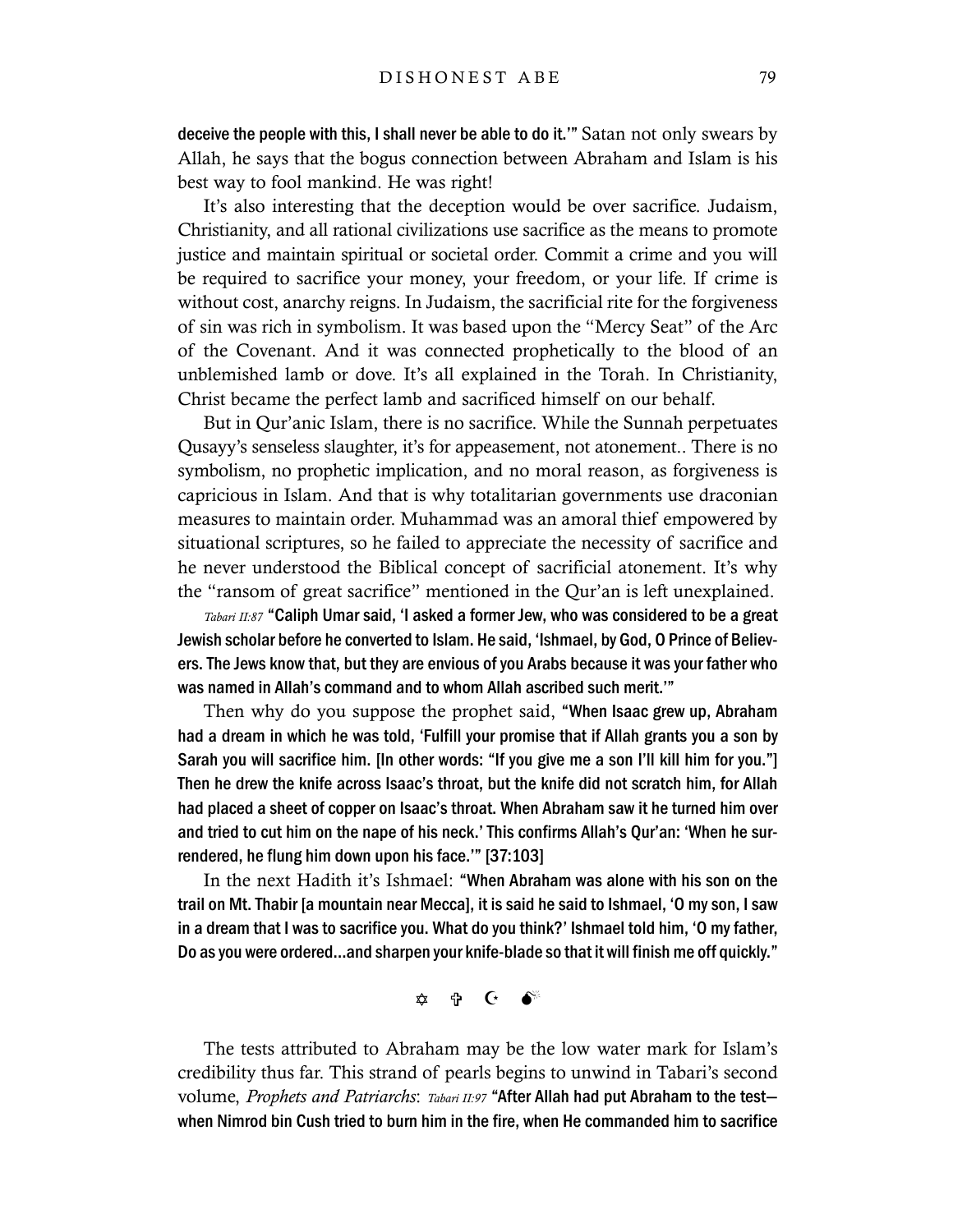**deceive the people with this, I shall never be able to do it.'"** Satan not only swears by Allah, he says that the bogus connection between Abraham and Islam is his best way to fool mankind. He was right!

It's also interesting that the deception would be over sacrifice. Judaism, Christianity, and all rational civilizations use sacrifice as the means to promote justice and maintain spiritual or societal order. Commit a crime and you will be required to sacrifice your money, your freedom, or your life. If crime is without cost, anarchy reigns. In Judaism, the sacrificial rite for the forgiveness of sin was rich in symbolism. It was based upon the "Mercy Seat" of the Arc of the Covenant. And it was connected prophetically to the blood of an unblemished lamb or dove. It's all explained in the Torah. In Christianity, Christ became the perfect lamb and sacrificed himself on our behalf.

But in Qur'anic Islam, there is no sacrifice. While the Sunnah perpetuates Qusayy's senseless slaughter, it's for appeasement, not atonement.. There is no symbolism, no prophetic implication, and no moral reason, as forgiveness is capricious in Islam. And that is why totalitarian governments use draconian measures to maintain order. Muhammad was an amoral thief empowered by situational scriptures, so he failed to appreciate the necessity of sacrifice and he never understood the Biblical concept of sacrificial atonement. It's why the "ransom of great sacrifice" mentioned in the Qur'an is left unexplained.

*Tabari II:87* **"Caliph Umar said, 'I asked a former Jew, who was considered to be a great Jewish scholar before he converted to Islam. He said, 'Ishmael, by God, O Prince of Believers. The Jews know that, but they are envious of you Arabs because it was your father who was named in Allah's command and to whom Allah ascribed such merit.'"**

Then why do you suppose the prophet said, **"When Isaac grew up, Abraham had a dream in which he was told, 'Fulfill your promise that if Allah grants you a son by Sarah you will sacrifice him. [In other words: "If you give me a son I'll kill him for you."] Then he drew the knife across Isaac's throat, but the knife did not scratch him, for Allah had placed a sheet of copper on Isaac's throat. When Abraham saw it he turned him over and tried to cut him on the nape of his neck.' This confirms Allah's Qur'an: 'When he surrendered, he flung him down upon his face.'" [37:103]**

In the next Hadith it's Ishmael: **"When Abraham was alone with his son on the trail on Mt. Thabir [a mountain near Mecca], it is said he said to Ishmael, 'O my son, I saw in a dream that I was to sacrifice you. What do you think?' Ishmael told him, 'O my father, Do as you were ordered…and sharpen your knife-blade so that it will finish me off quickly."**

✡ ✞ ☪ 💣

The tests attributed to Abraham may be the low water mark for Islam's credibility thus far. This strand of pearls begins to unwind in Tabari's second volume, *Prophets and Patriarchs*: *Tabari II:97* **"After Allah had put Abraham to the test—when Nimrod bin Cush tried to burn him in the fire, when He commanded him to sacrifice**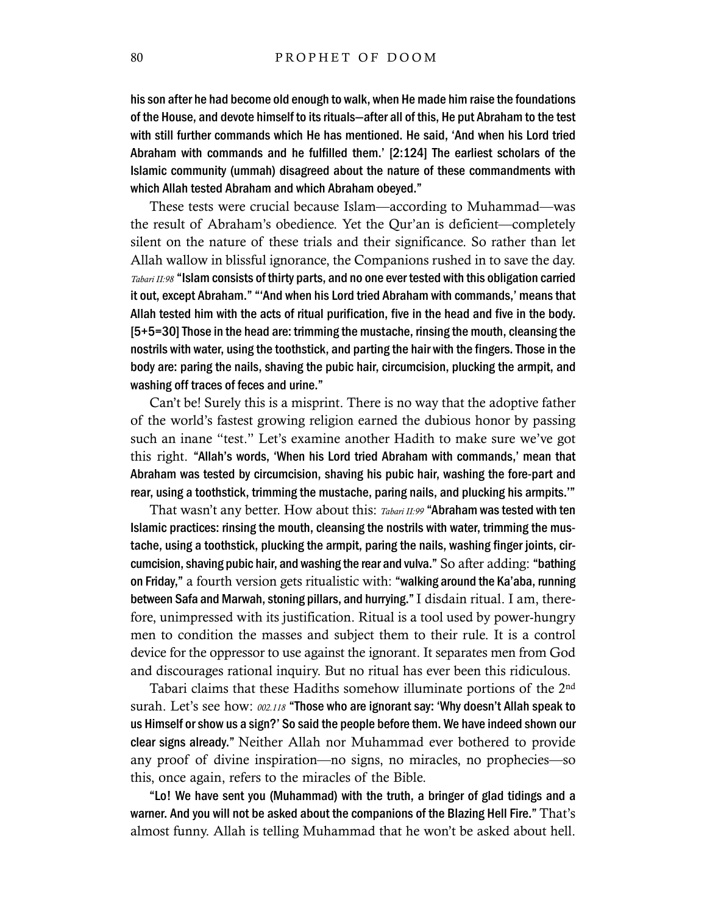his son after he had become old enough to walk, when He made him raise the foundations of the House, and devote himself to its rituals—after all of this, He put Abraham to the test with still further commands which He has mentioned. He said, 'And when his Lord tried Abraham with commands and he fulfilled them.' [2:124] The earliest scholars of the Islamic community (ummah) disagreed about the nature of these commandments with which Allah tested Abraham and which Abraham obeyed."

These tests were crucial because Islam—according to Muhammad—was the result of Abraham's obedience. Yet the Qur'an is deficient—completely silent on the nature of these trials and their significance. So rather than let Allah wallow in blissful ignorance, the Companions rushed in to save the day. *Tabari II:98* "Islam consists of thirty parts, and no one ever tested with this obligation carried it out, except Abraham." "'And when his Lord tried Abraham with commands,' means that Allah tested him with the acts of ritual purification, five in the head and five in the body. [5+5=30] Those in the head are: trimming the mustache, rinsing the mouth, cleansing the nostrils with water, using the toothstick, and parting the hair with the fingers. Those in the body are: paring the nails, shaving the pubic hair, circumcision, plucking the armpit, and washing off traces of feces and urine."

Can't be! Surely this is a misprint. There is no way that the adoptive father of the world's fastest growing religion earned the dubious honor by passing such an inane "test." Let's examine another Hadith to make sure we've got this right. "Allah's words, 'When his Lord tried Abraham with commands,' mean that Abraham was tested by circumcision, shaving his pubic hair, washing the fore-part and rear, using a toothstick, trimming the mustache, paring nails, and plucking his armpits.'"

That wasn't any better. How about this: *Tabari II:99* "Abraham was tested with ten Islamic practices: rinsing the mouth, cleansing the nostrils with water, trimming the mustache, using a toothstick, plucking the armpit, paring the nails, washing finger joints, circumcision, shaving pubic hair, and washing the rear and vulva." So after adding: "bathing on Friday," a fourth version gets ritualistic with: "walking around the Ka'aba, running between Safa and Marwah, stoning pillars, and hurrying." I disdain ritual. I am, therefore, unimpressed with its justification. Ritual is a tool used by power-hungry men to condition the masses and subject them to their rule. It is a control device for the oppressor to use against the ignorant. It separates men from God and discourages rational inquiry. But no ritual has ever been this ridiculous.

Tabari claims that these Hadiths somehow illuminate portions of the 2nd surah. Let's see how: *002.118* "Those who are ignorant say: 'Why doesn't Allah speak to us Himself or show us a sign?' So said the people before them. We have indeed shown our clear signs already." Neither Allah nor Muhammad ever bothered to provide any proof of divine inspiration—no signs, no miracles, no prophecies—so this, once again, refers to the miracles of the Bible.

"Lo! We have sent you (Muhammad) with the truth, a bringer of glad tidings and a warner. And you will not be asked about the companions of the Blazing Hell Fire." That's almost funny. Allah is telling Muhammad that he won't be asked about hell.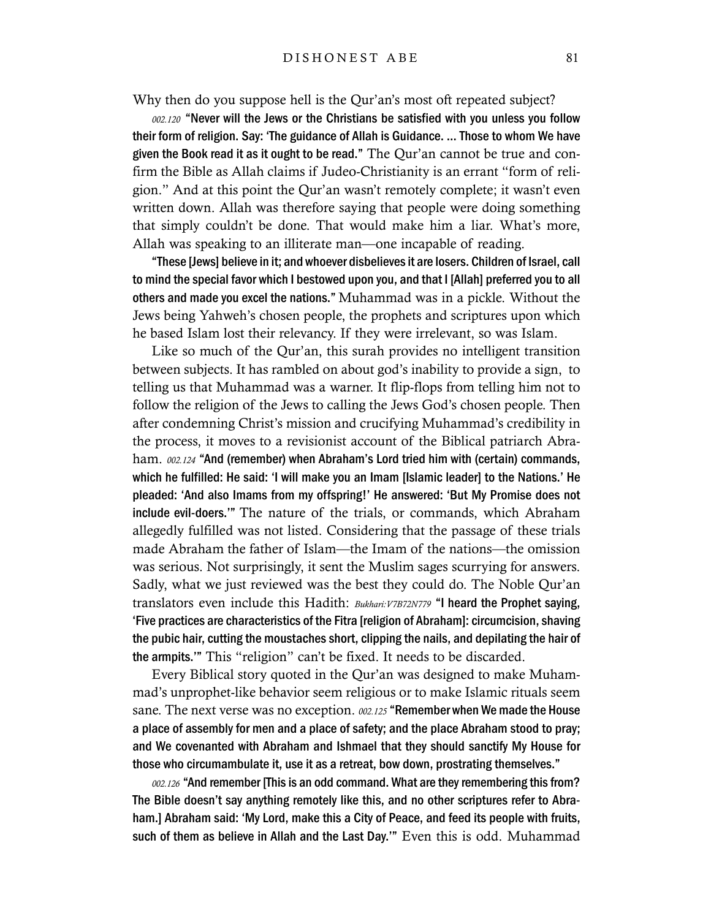Why then do you suppose hell is the Qur'an's most oft repeated subject?

*002.120* **"Never will the Jews or the Christians be satisfied with you unless you follow their form of religion. Say: 'The guidance of Allah is Guidance. ... Those to whom We have given the Book read it as it ought to be read."** The Qur'an cannot be true and confirm the Bible as Allah claims if Judeo-Christianity is an errant "form of religion." And at this point the Qur'an wasn't remotely complete; it wasn't even written down. Allah was therefore saying that people were doing something that simply couldn't be done. That would make him a liar. What's more, Allah was speaking to an illiterate man—one incapable of reading.

**"These [Jews] believe in it; and whoever disbelieves it are losers. Children of Israel, call to mind the special favor which I bestowed upon you, and that I [Allah] preferred you to all others and made you excel the nations."** Muhammad was in a pickle. Without the Jews being Yahweh's chosen people, the prophets and scriptures upon which he based Islam lost their relevancy. If they were irrelevant, so was Islam.

Like so much of the Qur'an, this surah provides no intelligent transition between subjects. It has rambled on about god's inability to provide a sign, to telling us that Muhammad was a warner. It flip-flops from telling him not to follow the religion of the Jews to calling the Jews God's chosen people. Then after condemning Christ's mission and crucifying Muhammad's credibility in the process, it moves to a revisionist account of the Biblical patriarch Abraham. *002.124* **"And (remember) when Abraham's Lord tried him with (certain) commands, which he fulfilled: He said: 'I will make you an Imam [Islamic leader] to the Nations.' He pleaded: 'And also Imams from my offspring!' He answered: 'But My Promise does not include evil-doers.'"** The nature of the trials, or commands, which Abraham allegedly fulfilled was not listed. Considering that the passage of these trials made Abraham the father of Islam—the Imam of the nations—the omission was serious. Not surprisingly, it sent the Muslim sages scurrying for answers. Sadly, what we just reviewed was the best they could do. The Noble Qur'an translators even include this Hadith: *Bukhari:V7B72N779* **"I heard the Prophet saying, 'Five practices are characteristics of the Fitra [religion of Abraham]: circumcision, shaving the pubic hair, cutting the moustaches short, clipping the nails, and depilating the hair of the armpits.'"** This "religion" can't be fixed. It needs to be discarded.

Every Biblical story quoted in the Qur'an was designed to make Muhammad's unprophet-like behavior seem religious or to make Islamic rituals seem sane. The next verse was no exception. *002.125* **"Remember when We made the House a place of assembly for men and a place of safety; and the place Abraham stood to pray; and We covenanted with Abraham and Ishmael that they should sanctify My House for those who circumambulate it, use it as a retreat, bow down, prostrating themselves."**

*002.126* **"And remember [This is an odd command. What are they remembering this from? The Bible doesn't say anything remotely like this, and no other scriptures refer to Abraham.] Abraham said: 'My Lord, make this a City of Peace, and feed its people with fruits, such of them as believe in Allah and the Last Day.'"** Even this is odd. Muhammad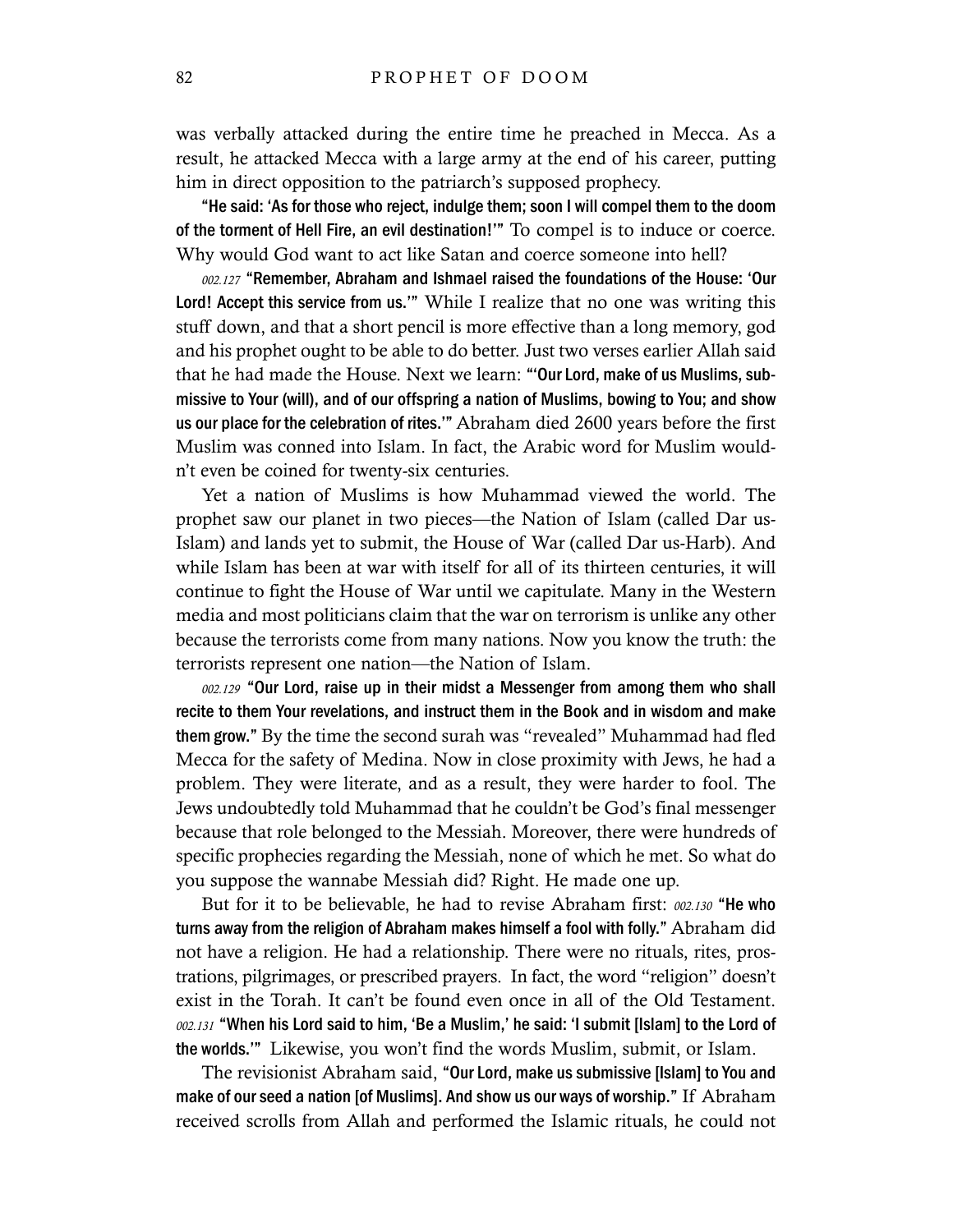was verbally attacked during the entire time he preached in Mecca. As a result, he attacked Mecca with a large army at the end of his career, putting him in direct opposition to the patriarch's supposed prophecy.

**"He said: 'As for those who reject, indulge them; soon I will compel them to the doom of the torment of Hell Fire, an evil destination!'"** To compel is to induce or coerce. Why would God want to act like Satan and coerce someone into hell?

*002.127* **"Remember, Abraham and Ishmael raised the foundations of the House: 'Our Lord! Accept this service from us.'"** While I realize that no one was writing this stuff down, and that a short pencil is more effective than a long memory, god and his prophet ought to be able to do better. Just two verses earlier Allah said that he had made the House. Next we learn: **"'Our Lord, make of us Muslims, submissive to Your (will), and of our offspring a nation of Muslims, bowing to You; and show us our place for the celebration of rites.'"** Abraham died 2600 years before the first Muslim was conned into Islam. In fact, the Arabic word for Muslim wouldn't even be coined for twenty-six centuries.

Yet a nation of Muslims is how Muhammad viewed the world. The prophet saw our planet in two pieces—the Nation of Islam (called Dar us-Islam) and lands yet to submit, the House of War (called Dar us-Harb). And while Islam has been at war with itself for all of its thirteen centuries, it will continue to fight the House of War until we capitulate. Many in the Western media and most politicians claim that the war on terrorism is unlike any other because the terrorists come from many nations. Now you know the truth: the terrorists represent one nation—the Nation of Islam.

*002.129* **"Our Lord, raise up in their midst a Messenger from among them who shall recite to them Your revelations, and instruct them in the Book and in wisdom and make them grow."** By the time the second surah was "revealed" Muhammad had fled Mecca for the safety of Medina. Now in close proximity with Jews, he had a problem. They were literate, and as a result, they were harder to fool. The Jews undoubtedly told Muhammad that he couldn't be God's final messenger because that role belonged to the Messiah. Moreover, there were hundreds of specific prophecies regarding the Messiah, none of which he met. So what do you suppose the wannabe Messiah did? Right. He made one up.

But for it to be believable, he had to revise Abraham first: *002.130* **"He who turns away from the religion of Abraham makes himself a fool with folly."** Abraham did not have a religion. He had a relationship. There were no rituals, rites, prostrations, pilgrimages, or prescribed prayers. In fact, the word "religion" doesn't exist in the Torah. It can't be found even once in all of the Old Testament. *002.131* **"When his Lord said to him, 'Be a Muslim,' he said: 'I submit [Islam] to the Lord of the worlds.'"** Likewise, you won't find the words Muslim, submit, or Islam.

The revisionist Abraham said, **"Our Lord, make us submissive [Islam] to You and make of our seed a nation [of Muslims]. And show us our ways of worship."** If Abraham received scrolls from Allah and performed the Islamic rituals, he could not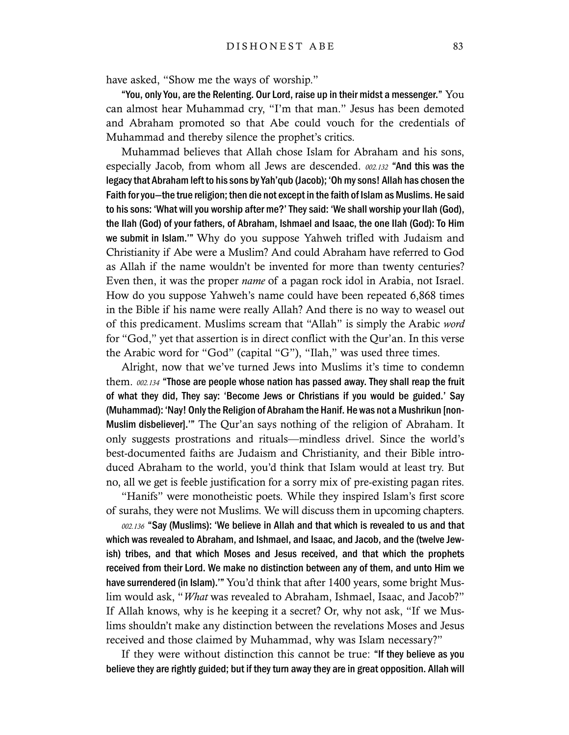have asked, "Show me the ways of worship."

**"You, only You, are the Relenting. Our Lord, raise up in their midst a messenger."** You can almost hear Muhammad cry, "I'm that man." Jesus has been demoted and Abraham promoted so that Abe could vouch for the credentials of Muhammad and thereby silence the prophet's critics.

Muhammad believes that Allah chose Islam for Abraham and his sons, especially Jacob, from whom all Jews are descended. *002.132* **"And this was the legacy that Abraham left to his sons by Yah'qub (Jacob); 'Oh my sons! Allah has chosen the Faith for you—the true religion; then die not except in the faith of Islam as Muslims. He said to his sons: 'What will you worship after me?' They said: 'We shall worship your Ilah (God), the Ilah (God) of your fathers, of Abraham, Ishmael and Isaac, the one Ilah (God): To Him we submit in Islam.'"** Why do you suppose Yahweh trifled with Judaism and Christianity if Abe were a Muslim? And could Abraham have referred to God as Allah if the name wouldn't be invented for more than twenty centuries? Even then, it was the proper *name* of a pagan rock idol in Arabia, not Israel. How do you suppose Yahweh's name could have been repeated 6,868 times in the Bible if his name were really Allah? And there is no way to weasel out of this predicament. Muslims scream that "Allah" is simply the Arabic *word* for "God," yet that assertion is in direct conflict with the Qur'an. In this verse the Arabic word for "God" (capital "G"), "Ilah," was used three times.

Alright, now that we've turned Jews into Muslims it's time to condemn them. *002.134* **"Those are people whose nation has passed away. They shall reap the fruit of what they did, They say: 'Become Jews or Christians if you would be guided.' Say (Muhammad): 'Nay! Only the Religion of Abraham the Hanif. He was not a Mushrikun [non-Muslim disbeliever].'"** The Qur'an says nothing of the religion of Abraham. It only suggests prostrations and rituals—mindless drivel. Since the world's best-documented faiths are Judaism and Christianity, and their Bible introduced Abraham to the world, you'd think that Islam would at least try. But no, all we get is feeble justification for a sorry mix of pre-existing pagan rites.

"Hanifs" were monotheistic poets. While they inspired Islam's first score of surahs, they were not Muslims. We will discuss them in upcoming chapters.

*002.136* **"Say (Muslims): 'We believe in Allah and that which is revealed to us and that which was revealed to Abraham, and Ishmael, and Isaac, and Jacob, and the (twelve Jewish) tribes, and that which Moses and Jesus received, and that which the prophets received from their Lord. We make no distinction between any of them, and unto Him we have surrendered (in Islam).'"** You'd think that after 1400 years, some bright Muslim would ask, "*What* was revealed to Abraham, Ishmael, Isaac, and Jacob?" If Allah knows, why is he keeping it a secret? Or, why not ask, "If we Muslims shouldn't make any distinction between the revelations Moses and Jesus received and those claimed by Muhammad, why was Islam necessary?"

If they were without distinction this cannot be true: **"If they believe as you believe they are rightly guided; but if they turn away they are in great opposition. Allah will**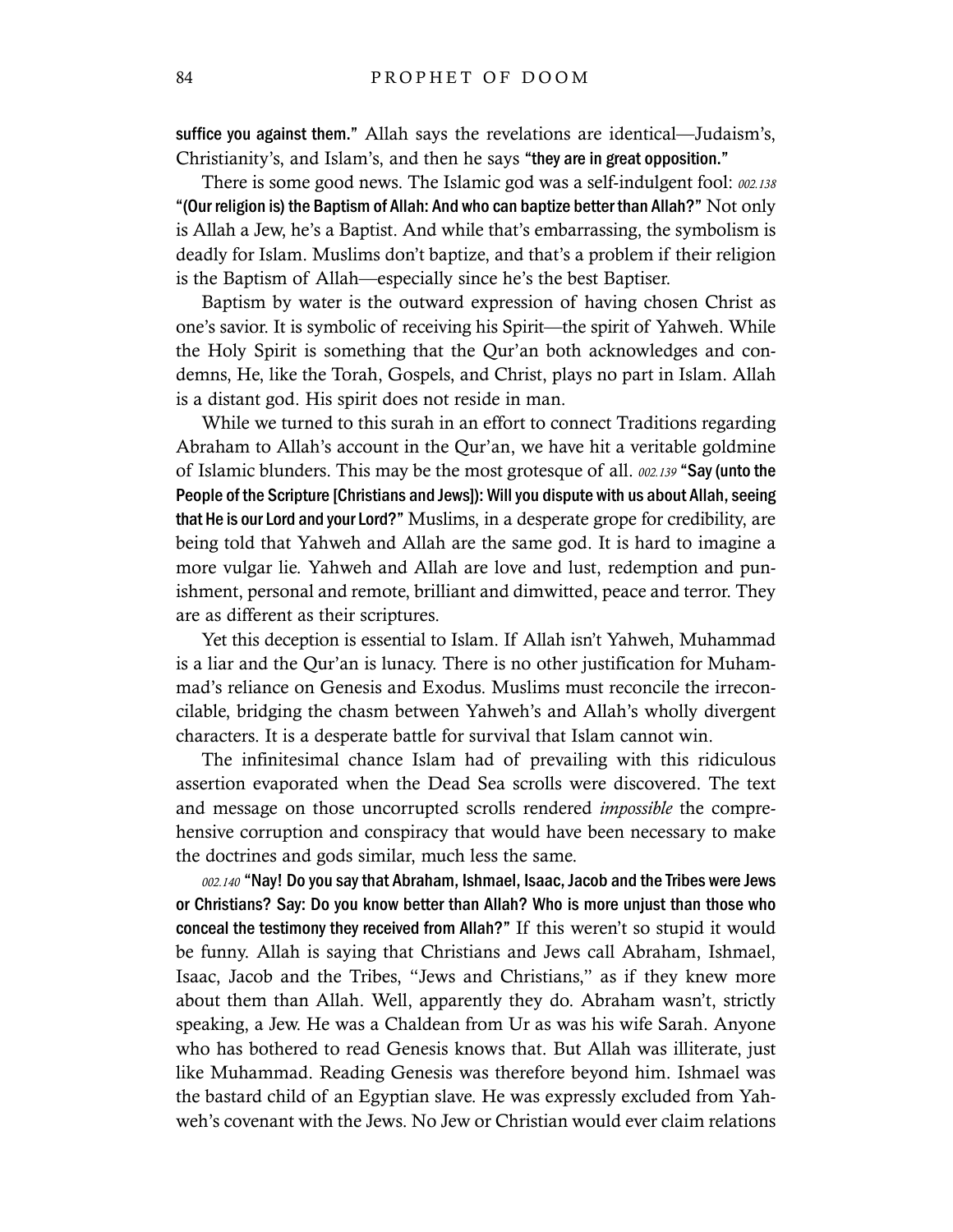suffice you against them." Allah says the revelations are identical—Judaism's, Christianity's, and Islam's, and then he says "they are in great opposition."

There is some good news. The Islamic god was a self-indulgent fool: *002.138* "(Our religion is) the Baptism of Allah: And who can baptize better than Allah?" Not only is Allah a Jew, he's a Baptist. And while that's embarrassing, the symbolism is deadly for Islam. Muslims don't baptize, and that's a problem if their religion is the Baptism of Allah—especially since he's the best Baptiser.

Baptism by water is the outward expression of having chosen Christ as one's savior. It is symbolic of receiving his Spirit—the spirit of Yahweh. While the Holy Spirit is something that the Qur'an both acknowledges and condemns, He, like the Torah, Gospels, and Christ, plays no part in Islam. Allah is a distant god. His spirit does not reside in man.

While we turned to this surah in an effort to connect Traditions regarding Abraham to Allah's account in the Qur'an, we have hit a veritable goldmine of Islamic blunders. This may be the most grotesque of all. *002.139* "Say (unto the People of the Scripture [Christians and Jews]): Will you dispute with us about Allah, seeing that He is our Lord and your Lord?" Muslims, in a desperate grope for credibility, are being told that Yahweh and Allah are the same god. It is hard to imagine a more vulgar lie. Yahweh and Allah are love and lust, redemption and punishment, personal and remote, brilliant and dimwitted, peace and terror. They are as different as their scriptures.

Yet this deception is essential to Islam. If Allah isn't Yahweh, Muhammad is a liar and the Qur'an is lunacy. There is no other justification for Muhammad's reliance on Genesis and Exodus. Muslims must reconcile the irreconcilable, bridging the chasm between Yahweh's and Allah's wholly divergent characters. It is a desperate battle for survival that Islam cannot win.

The infinitesimal chance Islam had of prevailing with this ridiculous assertion evaporated when the Dead Sea scrolls were discovered. The text and message on those uncorrupted scrolls rendered *impossible* the comprehensive corruption and conspiracy that would have been necessary to make the doctrines and gods similar, much less the same.

*002.140* "Nay! Do you say that Abraham, Ishmael, Isaac, Jacob and the Tribes were Jews or Christians? Say: Do you know better than Allah? Who is more unjust than those who conceal the testimony they received from Allah?" If this weren't so stupid it would be funny. Allah is saying that Christians and Jews call Abraham, Ishmael, Isaac, Jacob and the Tribes, "Jews and Christians," as if they knew more about them than Allah. Well, apparently they do. Abraham wasn't, strictly speaking, a Jew. He was a Chaldean from Ur as was his wife Sarah. Anyone who has bothered to read Genesis knows that. But Allah was illiterate, just like Muhammad. Reading Genesis was therefore beyond him. Ishmael was the bastard child of an Egyptian slave. He was expressly excluded from Yahweh's covenant with the Jews. No Jew or Christian would ever claim relations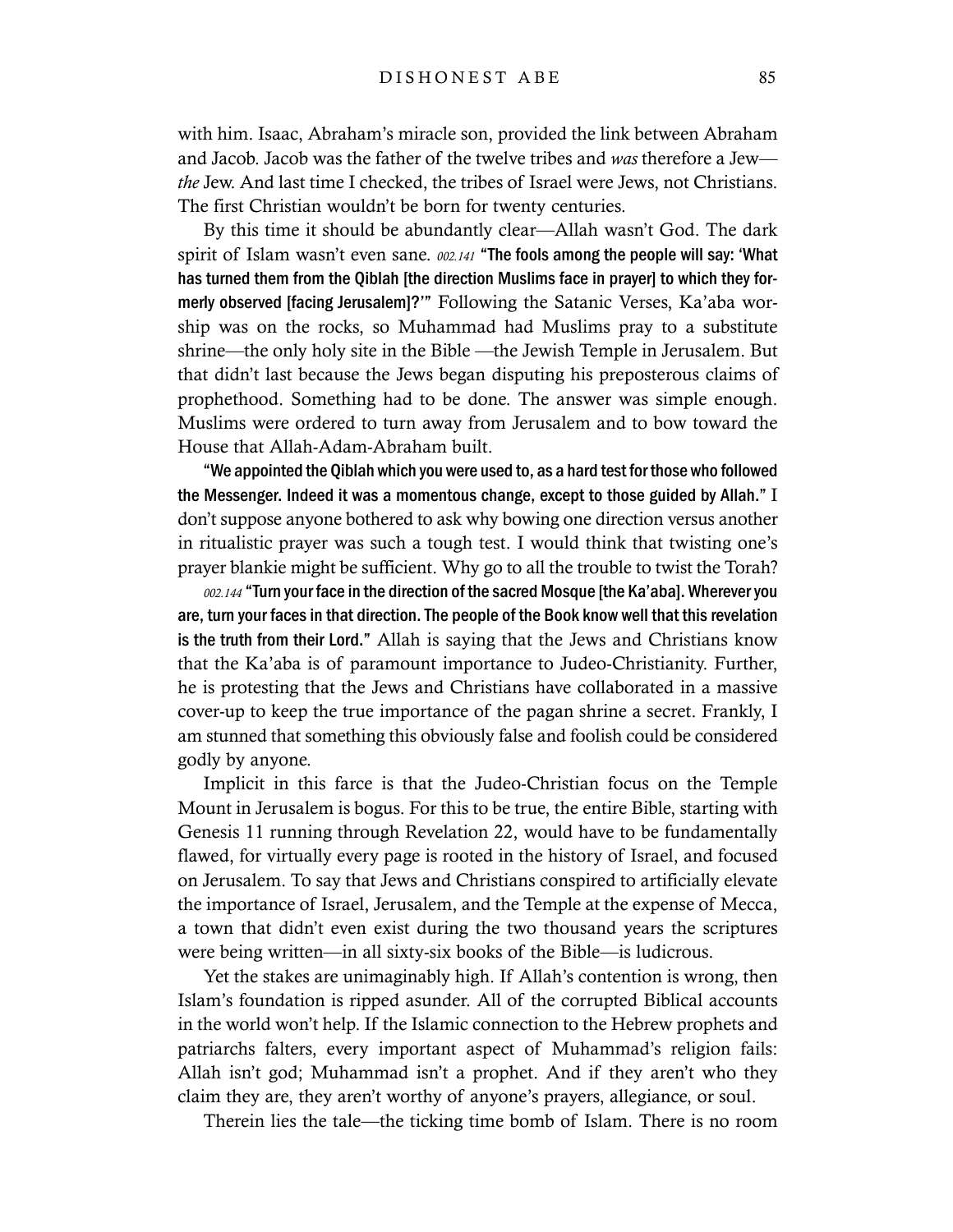with him. Isaac, Abraham's miracle son, provided the link between Abraham and Jacob. Jacob was the father of the twelve tribes and *was* therefore a Jew—*the* Jew. And last time I checked, the tribes of Israel were Jews, not Christians. The first Christian wouldn't be born for twenty centuries.

By this time it should be abundantly clear—Allah wasn't God. The dark spirit of Islam wasn't even sane. *002.141* **"The fools among the people will say: 'What has turned them from the Qiblah [the direction Muslims face in prayer] to which they formerly observed [facing Jerusalem]?'"** Following the Satanic Verses, Ka'aba worship was on the rocks, so Muhammad had Muslims pray to a substitute shrine—the only holy site in the Bible —the Jewish Temple in Jerusalem. But that didn't last because the Jews began disputing his preposterous claims of prophethood. Something had to be done. The answer was simple enough. Muslims were ordered to turn away from Jerusalem and to bow toward the House that Allah-Adam-Abraham built.

**"We appointed the Qiblah which you were used to, as a hard test for those who followed the Messenger. Indeed it was a momentous change, except to those guided by Allah."** I don't suppose anyone bothered to ask why bowing one direction versus another in ritualistic prayer was such a tough test. I would think that twisting one's prayer blankie might be sufficient. Why go to all the trouble to twist the Torah?

*002.144* **"Turn your face in the direction of the sacred Mosque [the Ka'aba]. Wherever you are, turn your faces in that direction. The people of the Book know well that this revelation is the truth from their Lord."** Allah is saying that the Jews and Christians know that the Ka'aba is of paramount importance to Judeo-Christianity. Further, he is protesting that the Jews and Christians have collaborated in a massive cover-up to keep the true importance of the pagan shrine a secret. Frankly, I am stunned that something this obviously false and foolish could be considered godly by anyone.

Implicit in this farce is that the Judeo-Christian focus on the Temple Mount in Jerusalem is bogus. For this to be true, the entire Bible, starting with Genesis 11 running through Revelation 22, would have to be fundamentally flawed, for virtually every page is rooted in the history of Israel, and focused on Jerusalem. To say that Jews and Christians conspired to artificially elevate the importance of Israel, Jerusalem, and the Temple at the expense of Mecca, a town that didn't even exist during the two thousand years the scriptures were being written—in all sixty-six books of the Bible—is ludicrous.

Yet the stakes are unimaginably high. If Allah's contention is wrong, then Islam's foundation is ripped asunder. All of the corrupted Biblical accounts in the world won't help. If the Islamic connection to the Hebrew prophets and patriarchs falters, every important aspect of Muhammad's religion fails: Allah isn't god; Muhammad isn't a prophet. And if they aren't who they claim they are, they aren't worthy of anyone's prayers, allegiance, or soul.

Therein lies the tale—the ticking time bomb of Islam. There is no room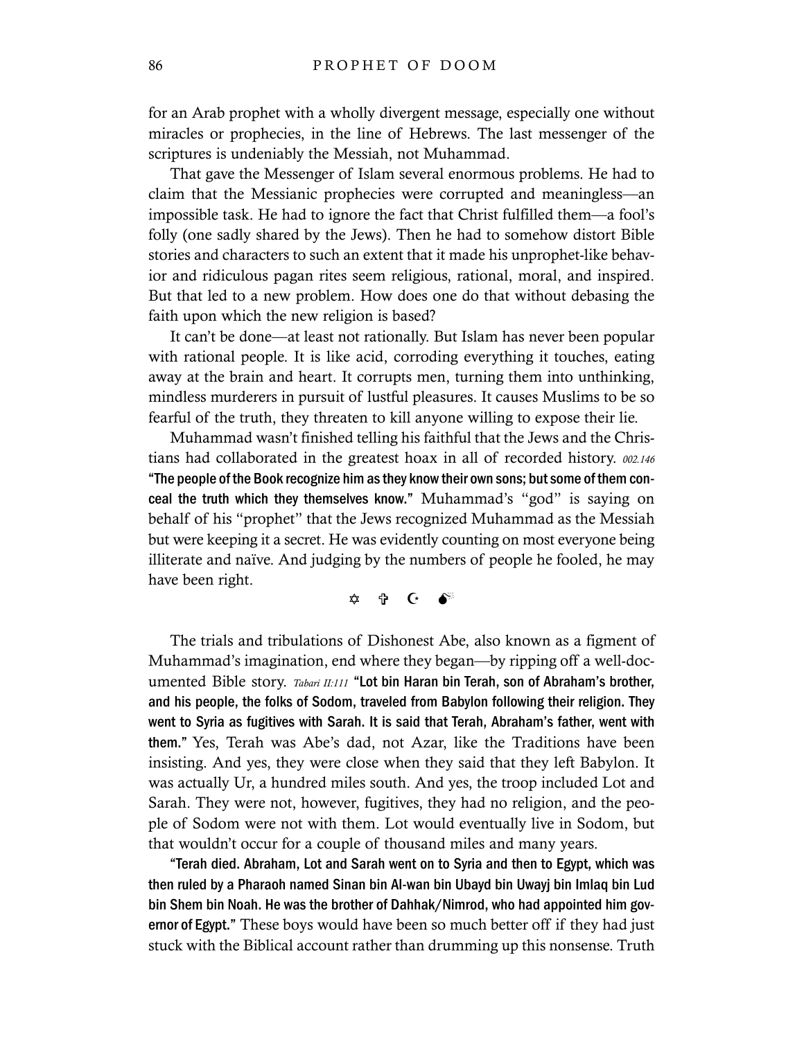for an Arab prophet with a wholly divergent message, especially one without miracles or prophecies, in the line of Hebrews. The last messenger of the scriptures is undeniably the Messiah, not Muhammad.

That gave the Messenger of Islam several enormous problems. He had to claim that the Messianic prophecies were corrupted and meaningless—an impossible task. He had to ignore the fact that Christ fulfilled them—a fool's folly (one sadly shared by the Jews). Then he had to somehow distort Bible stories and characters to such an extent that it made his unprophet-like behavior and ridiculous pagan rites seem religious, rational, moral, and inspired. But that led to a new problem. How does one do that without debasing the faith upon which the new religion is based?

It can't be done—at least not rationally. But Islam has never been popular with rational people. It is like acid, corroding everything it touches, eating away at the brain and heart. It corrupts men, turning them into unthinking, mindless murderers in pursuit of lustful pleasures. It causes Muslims to be so fearful of the truth, they threaten to kill anyone willing to expose their lie.

Muhammad wasn't finished telling his faithful that the Jews and the Christians had collaborated in the greatest hoax in all of recorded history. *002.146* **"The people of the Book recognize him as they know their own sons; but some of them conceal the truth which they themselves know."** Muhammad's "god" is saying on behalf of his "prophet" that the Jews recognized Muhammad as the Messiah but were keeping it a secret. He was evidently counting on most everyone being illiterate and naïve. And judging by the numbers of people he fooled, he may have been right.

✡ ✞ ☪ 💣

The trials and tribulations of Dishonest Abe, also known as a figment of Muhammad's imagination, end where they began—by ripping off a well-documented Bible story. *Tabari II:111* **"Lot bin Haran bin Terah, son of Abraham's brother, and his people, the folks of Sodom, traveled from Babylon following their religion. They went to Syria as fugitives with Sarah. It is said that Terah, Abraham's father, went with them."** Yes, Terah was Abe's dad, not Azar, like the Traditions have been insisting. And yes, they were close when they said that they left Babylon. It was actually Ur, a hundred miles south. And yes, the troop included Lot and Sarah. They were not, however, fugitives, they had no religion, and the people of Sodom were not with them. Lot would eventually live in Sodom, but that wouldn't occur for a couple of thousand miles and many years.

**"Terah died. Abraham, Lot and Sarah went on to Syria and then to Egypt, which was then ruled by a Pharaoh named Sinan bin Al-wan bin Ubayd bin Uwayj bin Imlaq bin Lud bin Shem bin Noah. He was the brother of Dahhak/Nimrod, who had appointed him governor of Egypt."** These boys would have been so much better off if they had just stuck with the Biblical account rather than drumming up this nonsense. Truth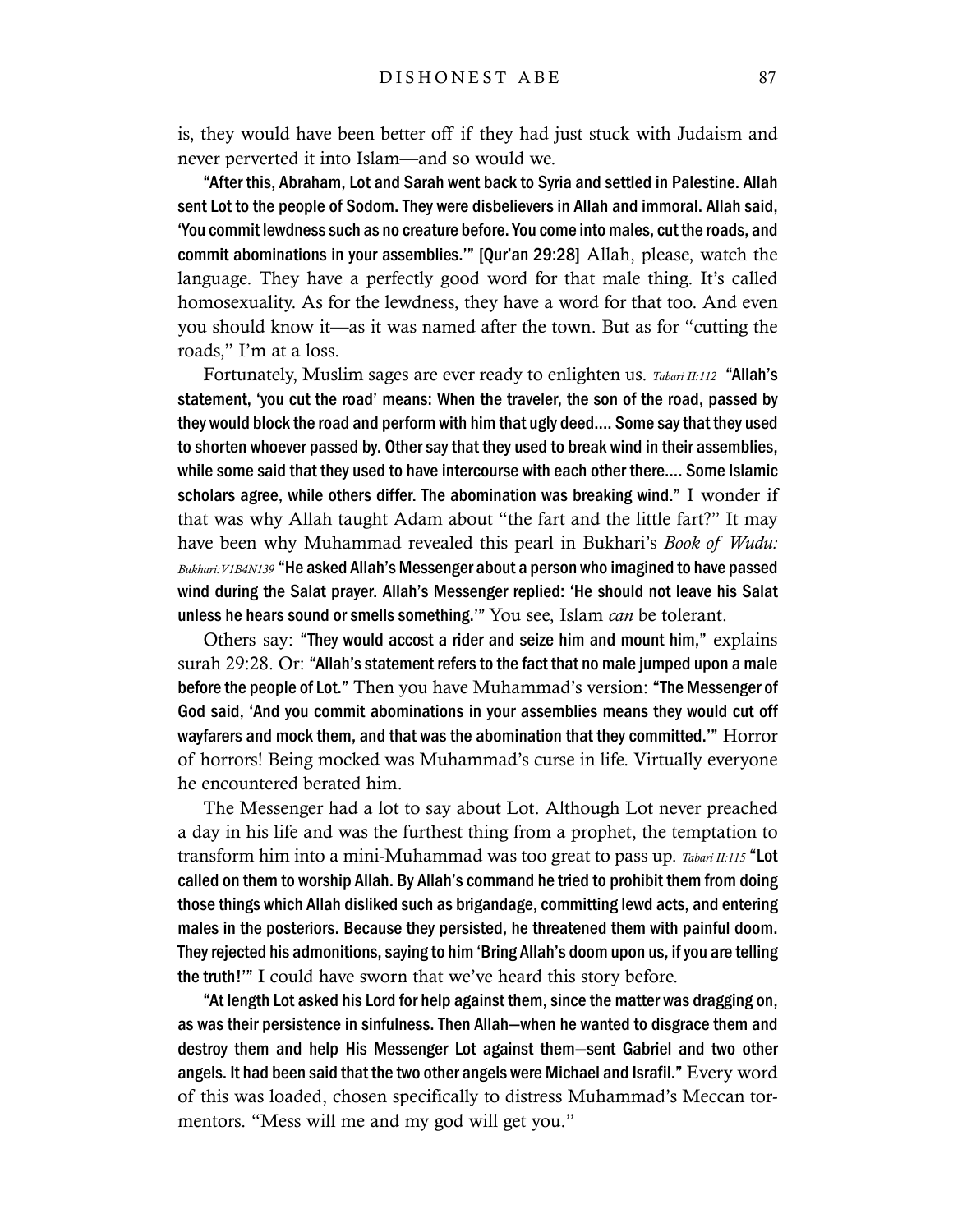is, they would have been better off if they had just stuck with Judaism and never perverted it into Islam—and so would we.

**"After this, Abraham, Lot and Sarah went back to Syria and settled in Palestine. Allah sent Lot to the people of Sodom. They were disbelievers in Allah and immoral. Allah said, 'You commit lewdness such as no creature before. You come into males, cut the roads, and commit abominations in your assemblies.'" [Qur'an 29:28]** Allah, please, watch the language. They have a perfectly good word for that male thing. It's called homosexuality. As for the lewdness, they have a word for that too. And even you should know it—as it was named after the town. But as for "cutting the roads," I'm at a loss.

Fortunately, Muslim sages are ever ready to enlighten us. *Tabari II:112* **"Allah's statement, 'you cut the road' means: When the traveler, the son of the road, passed by they would block the road and perform with him that ugly deed.... Some say that they used to shorten whoever passed by. Other say that they used to break wind in their assemblies, while some said that they used to have intercourse with each other there.... Some Islamic scholars agree, while others differ. The abomination was breaking wind."** I wonder if that was why Allah taught Adam about "the fart and the little fart?" It may have been why Muhammad revealed this pearl in Bukhari's *Book of Wudu:* *Bukhari:V1B4N139* **"He asked Allah's Messenger about a person who imagined to have passed wind during the Salat prayer. Allah's Messenger replied: 'He should not leave his Salat unless he hears sound or smells something.'"** You see, Islam *can* be tolerant.

Others say: **"They would accost a rider and seize him and mount him,"** explains surah 29:28. Or: **"Allah's statement refers to the fact that no male jumped upon a male before the people of Lot."** Then you have Muhammad's version: **"The Messenger of God said, 'And you commit abominations in your assemblies means they would cut off wayfarers and mock them, and that was the abomination that they committed.'"** Horror of horrors! Being mocked was Muhammad's curse in life. Virtually everyone he encountered berated him.

The Messenger had a lot to say about Lot. Although Lot never preached a day in his life and was the furthest thing from a prophet, the temptation to transform him into a mini-Muhammad was too great to pass up. *Tabari II:115* **"Lot called on them to worship Allah. By Allah's command he tried to prohibit them from doing those things which Allah disliked such as brigandage, committing lewd acts, and entering males in the posteriors. Because they persisted, he threatened them with painful doom. They rejected his admonitions, saying to him 'Bring Allah's doom upon us, if you are telling the truth!'"** I could have sworn that we've heard this story before.

**"At length Lot asked his Lord for help against them, since the matter was dragging on, as was their persistence in sinfulness. Then Allah—when he wanted to disgrace them and destroy them and help His Messenger Lot against them—sent Gabriel and two other angels. It had been said that the two other angels were Michael and Israfil."** Every word of this was loaded, chosen specifically to distress Muhammad's Meccan tormentors. "Mess will me and my god will get you."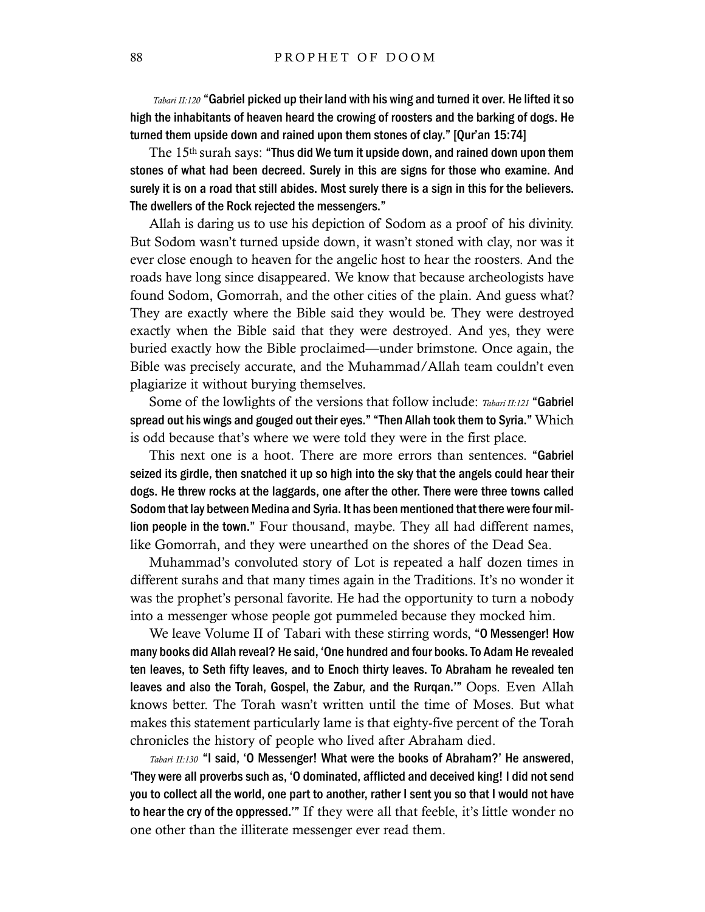*Tabari II:120* **"Gabriel picked up their land with his wing and turned it over. He lifted it so high the inhabitants of heaven heard the crowing of roosters and the barking of dogs. He turned them upside down and rained upon them stones of clay." [Qur'an 15:74]**

The 15th surah says: **"Thus did We turn it upside down, and rained down upon them stones of what had been decreed. Surely in this are signs for those who examine. And surely it is on a road that still abides. Most surely there is a sign in this for the believers. The dwellers of the Rock rejected the messengers."**

Allah is daring us to use his depiction of Sodom as a proof of his divinity. But Sodom wasn't turned upside down, it wasn't stoned with clay, nor was it ever close enough to heaven for the angelic host to hear the roosters. And the roads have long since disappeared. We know that because archeologists have found Sodom, Gomorrah, and the other cities of the plain. And guess what? They are exactly where the Bible said they would be. They were destroyed exactly when the Bible said that they were destroyed. And yes, they were buried exactly how the Bible proclaimed—under brimstone. Once again, the Bible was precisely accurate, and the Muhammad/Allah team couldn't even plagiarize it without burying themselves.

Some of the lowlights of the versions that follow include: *Tabari II:121* **"Gabriel spread out his wings and gouged out their eyes." "Then Allah took them to Syria."** Which is odd because that's where we were told they were in the first place.

This next one is a hoot. There are more errors than sentences. **"Gabriel seized its girdle, then snatched it up so high into the sky that the angels could hear their dogs. He threw rocks at the laggards, one after the other. There were three towns called Sodom that lay between Medina and Syria. It has been mentioned that there were four million people in the town."** Four thousand, maybe. They all had different names, like Gomorrah, and they were unearthed on the shores of the Dead Sea.

Muhammad's convoluted story of Lot is repeated a half dozen times in different surahs and that many times again in the Traditions. It's no wonder it was the prophet's personal favorite. He had the opportunity to turn a nobody into a messenger whose people got pummeled because they mocked him.

We leave Volume II of Tabari with these stirring words, **"O Messenger! How many books did Allah reveal? He said, 'One hundred and four books. To Adam He revealed ten leaves, to Seth fifty leaves, and to Enoch thirty leaves. To Abraham he revealed ten leaves and also the Torah, Gospel, the Zabur, and the Rurqan.'"** Oops. Even Allah knows better. The Torah wasn't written until the time of Moses. But what makes this statement particularly lame is that eighty-five percent of the Torah chronicles the history of people who lived after Abraham died.

*Tabari II:130* **"I said, 'O Messenger! What were the books of Abraham?' He answered, 'They were all proverbs such as, 'O dominated, afflicted and deceived king! I did not send you to collect all the world, one part to another, rather I sent you so that I would not have to hear the cry of the oppressed.'"** If they were all that feeble, it's little wonder no one other than the illiterate messenger ever read them.